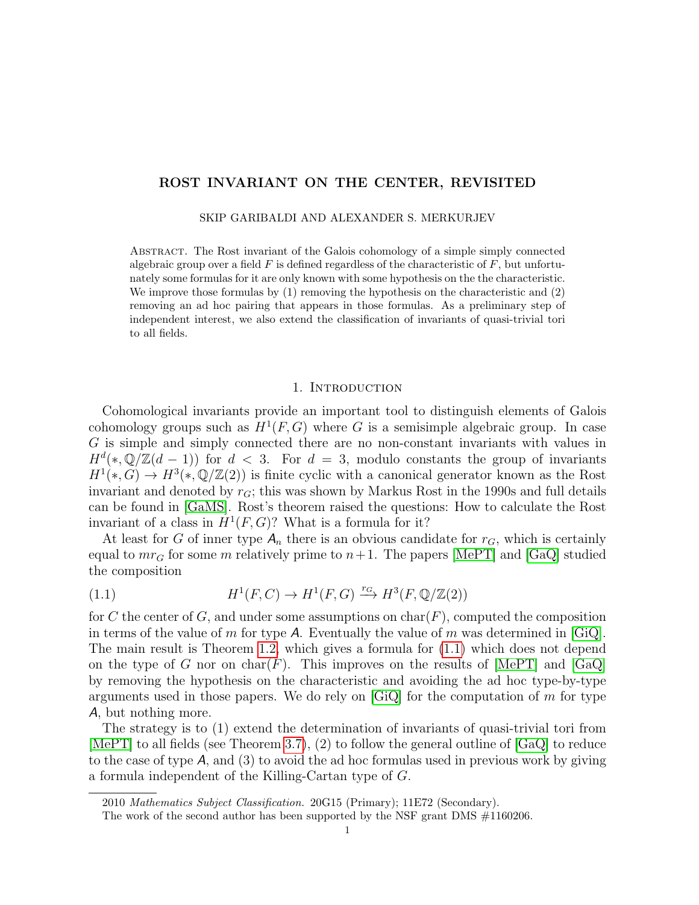# ROST INVARIANT ON THE CENTER, REVISITED

SKIP GARIBALDI AND ALEXANDER S. MERKURJEV

Abstract. The Rost invariant of the Galois cohomology of a simple simply connected algebraic group over a field $F$ is defined regardless of the characteristic of $F$, but unfortunately some formulas for it are only known with some hypothesis on the the characteristic. We improve those formulas by (1) removing the hypothesis on the characteristic and (2) removing an ad hoc pairing that appears in those formulas. As a preliminary step of independent interest, we also extend the classification of invariants of quasi-trivial tori to all fields.

## 1. Introduction

Cohomological invariants provide an important tool to distinguish elements of Galois cohomology groups such as $H^1(F, G)$ where $G$ is a semisimple algebraic group. In case $G$ is simple and simply connected there are no non-constant invariants with values in $H^d(*, \mathbb{Q}/\mathbb{Z}(d-1))$ for $d < 3$. For $d = 3$, modulo constants the group of invariants $H^1(*, G) \to H^3(*, \mathbb{Q}/\mathbb{Z}(2))$ is finite cyclic with a canonical generator known as the Rost invariant and denoted by $r_G$; this was shown by Markus Rost in the 1990s and full details can be found in [GaMS]. Rost's theorem raised the questions: How to calculate the Rost invariant of a class in $H^1(F, G)$? What is a formula for it?

At least for $G$ of inner type $\mathsf{A}_n$ there is an obvious candidate for $r_G$, which is certainly equal to $mr_G$ for some $m$ relatively prime to $n+1$. The papers [MePT] and [GaQ] studied the composition

$$H^1(F, C) \to H^1(F, G) \xrightarrow{r_G} H^3(F, \mathbb{Q}/\mathbb{Z}(2)) \tag{1.1}$$

for $C$ the center of $G$, and under some assumptions on $\mathrm{char}(F)$, computed the composition in terms of the value of $m$ for type $\mathsf{A}$. Eventually the value of $m$ was determined in [GiQ]. The main result is Theorem 1.2, which gives a formula for (1.1) which does not depend on the type of $G$ nor on $\mathrm{char}(F)$. This improves on the results of [MePT] and [GaQ] by removing the hypothesis on the characteristic and avoiding the ad hoc type-by-type arguments used in those papers. We do rely on [GiQ] for the computation of $m$ for type $\mathsf{A}$, but nothing more.

The strategy is to (1) extend the determination of invariants of quasi-trivial tori from [MePT] to all fields (see Theorem 3.7), (2) to follow the general outline of [GaQ] to reduce to the case of type $\mathsf{A}$, and (3) to avoid the ad hoc formulas used in previous work by giving a formula independent of the Killing-Cartan type of $G$.

2010 *Mathematics Subject Classification.* 20G15 (Primary); 11E72 (Secondary).

The work of the second author has been supported by the NSF grant DMS #1160206.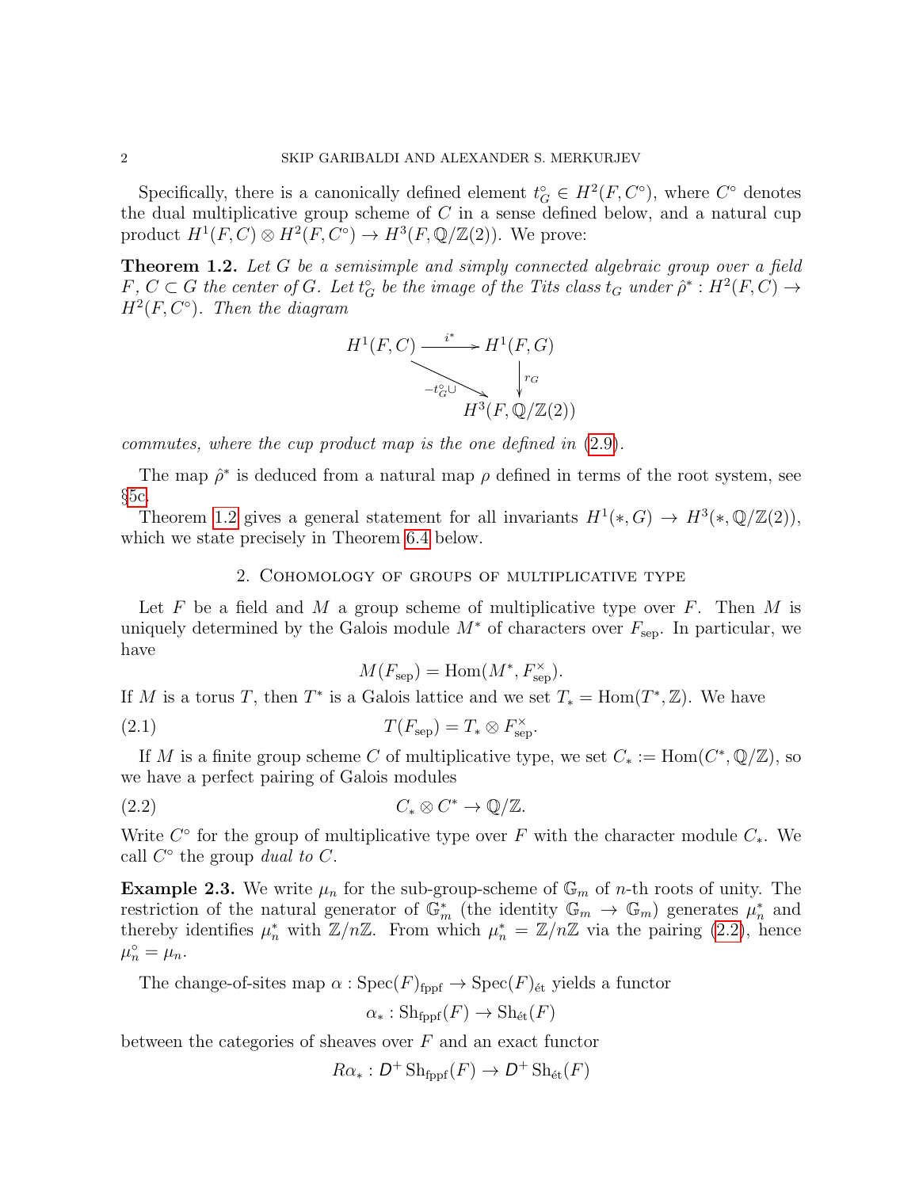Specifically, there is a canonically defined element $t_G^\circ \in H^2(F, C^\circ)$, where $C^\circ$ denotes the dual multiplicative group scheme of $C$ in a sense defined below, and a natural cup product $H^1(F, C) \otimes H^2(F, C^\circ) \to H^3(F, \mathbb{Q}/\mathbb{Z}(2))$. We prove:

**Theorem 1.2.** *Let $G$ be a semisimple and simply connected algebraic group over a field $F$, $C \subset G$ the center of $G$. Let $t_G^\circ$ be the image of the Tits class $t_G$ under $\hat{\rho}^* : H^2(F, C) \to H^2(F, C^\circ)$. Then the diagram*

$$\begin{array}{ccc} H^1(F, C) & \xrightarrow{i^*} & H^1(F, G) \\ & \searrow^{-t_G^\circ \cup} & \downarrow r_G \\ & & H^3(F, \mathbb{Q}/\mathbb{Z}(2)) \end{array}$$

*commutes, where the cup product map is the one defined in (2.9).*

The map $\hat{\rho}^*$ is deduced from a natural map $\rho$ defined in terms of the root system, see §5c.

Theorem 1.2 gives a general statement for all invariants $H^1(*, G) \to H^3(*, \mathbb{Q}/\mathbb{Z}(2))$, which we state precisely in Theorem 6.4 below.

## 2. Cohomology of groups of multiplicative type

Let $F$ be a field and $M$ a group scheme of multiplicative type over $F$. Then $M$ is uniquely determined by the Galois module $M^*$ of characters over $F_{\text{sep}}$. In particular, we have

$$M(F_{\text{sep}}) = \text{Hom}(M^*, F_{\text{sep}}^\times).$$

If $M$ is a torus $T$, then $T^*$ is a Galois lattice and we set $T_* = \text{Hom}(T^*, \mathbb{Z})$. We have

$$T(F_{\text{sep}}) = T_* \otimes F_{\text{sep}}^\times. \tag{2.1}$$

If $M$ is a finite group scheme $C$ of multiplicative type, we set $C_* := \text{Hom}(C^*, \mathbb{Q}/\mathbb{Z})$, so we have a perfect pairing of Galois modules

$$C_* \otimes C^* \to \mathbb{Q}/\mathbb{Z}. \tag{2.2}$$

Write $C^\circ$ for the group of multiplicative type over $F$ with the character module $C_*$. We call $C^\circ$ the group *dual to $C$*.

**Example 2.3.** We write $\mu_n$ for the sub-group-scheme of $\mathbb{G}_m$ of $n$-th roots of unity. The restriction of the natural generator of $\mathbb{G}_m^*$ (the identity $\mathbb{G}_m \to \mathbb{G}_m$) generates $\mu_n^*$ and thereby identifies $\mu_n^*$ with $\mathbb{Z}/n\mathbb{Z}$. From which $\mu_n^* = \mathbb{Z}/n\mathbb{Z}$ via the pairing (2.2), hence $\mu_n^\circ = \mu_n$.

The change-of-sites map $\alpha : \text{Spec}(F)_{\text{fppf}} \to \text{Spec}(F)_{\text{ét}}$ yields a functor

$$\alpha_* : \text{Sh}_{\text{fppf}}(F) \to \text{Sh}_{\text{ét}}(F)$$

between the categories of sheaves over $F$ and an exact functor

$$R\alpha_* : \mathsf{D}^+ \,\text{Sh}_{\text{fppf}}(F) \to \mathsf{D}^+ \,\text{Sh}_{\text{ét}}(F)$$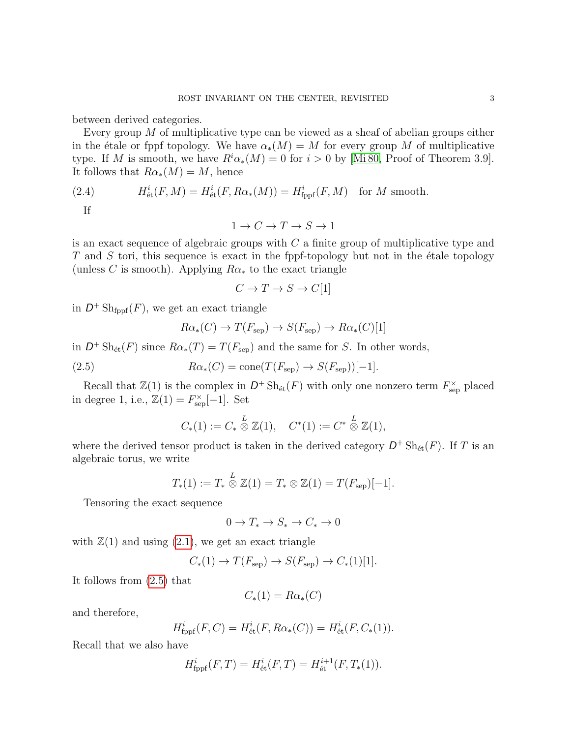between derived categories.

Every group $M$ of multiplicative type can be viewed as a sheaf of abelian groups either in the étale or fppf topology. We have $\alpha_*(M) = M$ for every group $M$ of multiplicative type. If $M$ is smooth, we have $R^i\alpha_*(M) = 0$ for $i > 0$ by [Mi 80, Proof of Theorem 3.9]. It follows that $R\alpha_*(M) = M$, hence

$$H^i_{\text{ét}}(F, M) = H^i_{\text{ét}}(F, R\alpha_*(M)) = H^i_{\text{fppf}}(F, M) \quad \text{for } M \text{ smooth.} \tag{2.4}$$

If

$$1 \to C \to T \to S \to 1$$

is an exact sequence of algebraic groups with $C$ a finite group of multiplicative type and $T$ and $S$ tori, this sequence is exact in the fppf-topology but not in the étale topology (unless $C$ is smooth). Applying $R\alpha_*$ to the exact triangle

$$C \to T \to S \to C[1]$$

in $D^+ \operatorname{Sh}_{\text{fppf}}(F)$, we get an exact triangle

$$R\alpha_*(C) \to T(F_{\text{sep}}) \to S(F_{\text{sep}}) \to R\alpha_*(C)[1]$$

in $D^+ \operatorname{Sh}_{\text{ét}}(F)$ since $R\alpha_*(T) = T(F_{\text{sep}})$ and the same for $S$. In other words,

$$R\alpha_*(C) = \operatorname{cone}(T(F_{\text{sep}}) \to S(F_{\text{sep}}))[-1]. \tag{2.5}$$

Recall that $\mathbb{Z}(1)$ is the complex in $D^+ \operatorname{Sh}_{\text{ét}}(F)$ with only one nonzero term $F^\times_{\text{sep}}$ placed in degree 1, i.e., $\mathbb{Z}(1) = F^\times_{\text{sep}}[-1]$. Set

$$C_*(1) := C_* \overset{L}{\otimes} \mathbb{Z}(1), \quad C^*(1) := C^* \overset{L}{\otimes} \mathbb{Z}(1),$$

where the derived tensor product is taken in the derived category $D^+ \operatorname{Sh}_{\text{ét}}(F)$. If $T$ is an algebraic torus, we write

$$T_*(1) := T_* \overset{L}{\otimes} \mathbb{Z}(1) = T_* \otimes \mathbb{Z}(1) = T(F_{\text{sep}})[-1].$$

Tensoring the exact sequence

$$0 \to T_* \to S_* \to C_* \to 0$$

with $\mathbb{Z}(1)$ and using (2.1), we get an exact triangle

$$C_*(1) \to T(F_{\text{sep}}) \to S(F_{\text{sep}}) \to C_*(1)[1].$$

It follows from (2.5) that

$$C_*(1) = R\alpha_*(C)$$

and therefore,

$$H^i_{\text{fppf}}(F, C) = H^i_{\text{ét}}(F, R\alpha_*(C)) = H^i_{\text{ét}}(F, C_*(1)).$$

Recall that we also have

$$H^i_{\text{fppf}}(F, T) = H^i_{\text{ét}}(F, T) = H^{i+1}_{\text{ét}}(F, T_*(1)).$$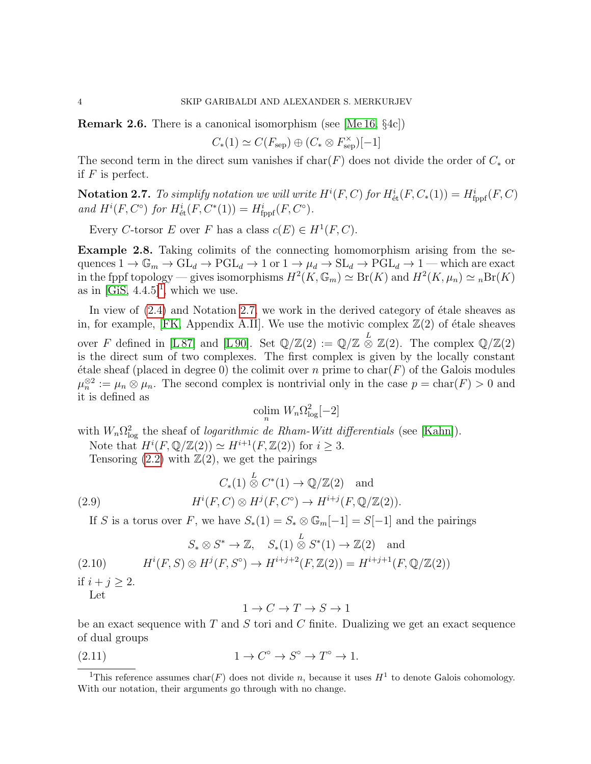**Remark 2.6.** There is a canonical isomorphism (see [Me 16, §4c])

$$C_*(1) \simeq C(F_{\mathrm{sep}}) \oplus (C_* \otimes F_{\mathrm{sep}}^\times)[-1]$$

The second term in the direct sum vanishes if $\mathrm{char}(F)$ does not divide the order of $C_*$ or if $F$ is perfect.

**Notation 2.7.** *To simplify notation we will write $H^i(F, C)$ for $H^i_{\text{ét}}(F, C_*(1)) = H^i_{\mathrm{fppf}}(F, C)$ and $H^i(F, C^\circ)$ for $H^i_{\text{ét}}(F, C^*(1)) = H^i_{\mathrm{fppf}}(F, C^\circ)$.*

Every $C$-torsor $E$ over $F$ has a class $c(E) \in H^1(F, C)$.

**Example 2.8.** Taking colimits of the connecting homomorphism arising from the sequences $1 \to \mathbb{G}_m \to \mathrm{GL}_d \to \mathrm{PGL}_d \to 1$ or $1 \to \mu_d \to \mathrm{SL}_d \to \mathrm{PGL}_d \to 1$ — which are exact in the fppf topology — gives isomorphisms $H^2(K, \mathbb{G}_m) \simeq \mathrm{Br}(K)$ and $H^2(K, \mu_n) \simeq {}_n\mathrm{Br}(K)$ as in [GiS, 4.4.5][1], which we use.

In view of (2.4) and Notation 2.7, we work in the derived category of étale sheaves as in, for example, [FK, Appendix A.II]. We use the motivic complex $\mathbb{Z}(2)$ of étale sheaves over $F$ defined in [L 87] and [L 90]. Set $\mathbb{Q}/\mathbb{Z}(2) := \mathbb{Q}/\mathbb{Z} \overset{L}{\otimes} \mathbb{Z}(2)$. The complex $\mathbb{Q}/\mathbb{Z}(2)$ is the direct sum of two complexes. The first complex is given by the locally constant étale sheaf (placed in degree 0) the colimit over $n$ prime to $\mathrm{char}(F)$ of the Galois modules $\mu_n^{\otimes 2} := \mu_n \otimes \mu_n$. The second complex is nontrivial only in the case $p = \mathrm{char}(F) > 0$ and it is defined as

$$\operatorname*{colim}_n W_n\Omega^2_{\log}[-2]$$

with $W_n\Omega^2_{\log}$ the sheaf of *logarithmic de Rham-Witt differentials* (see [Kahn]).

Note that $H^i(F, \mathbb{Q}/\mathbb{Z}(2)) \simeq H^{i+1}(F, \mathbb{Z}(2))$ for $i \geq 3$.

Tensoring (2.2) with $\mathbb{Z}(2)$, we get the pairings

$$C_*(1) \overset{L}{\otimes} C^*(1) \to \mathbb{Q}/\mathbb{Z}(2) \quad \text{and}$$

$$H^i(F, C) \otimes H^j(F, C^\circ) \to H^{i+j}(F, \mathbb{Q}/\mathbb{Z}(2)). \tag{2.9}$$

If $S$ is a torus over $F$, we have $S_*(1) = S_* \otimes \mathbb{G}_m[-1] = S[-1]$ and the pairings

$$S_* \otimes S^* \to \mathbb{Z}, \quad S_*(1) \overset{L}{\otimes} S^*(1) \to \mathbb{Z}(2) \quad \text{and}$$

$$H^i(F, S) \otimes H^j(F, S^\circ) \to H^{i+j+2}(F, \mathbb{Z}(2)) = H^{i+j+1}(F, \mathbb{Q}/\mathbb{Z}(2)) \tag{2.10}$$

if $i + j \geq 2$.

Let

$$1 \to C \to T \to S \to 1$$

be an exact sequence with $T$ and $S$ tori and $C$ finite. Dualizing we get an exact sequence of dual groups

$$1 \to C^\circ \to S^\circ \to T^\circ \to 1. \tag{2.11}$$

[1] This reference assumes $\mathrm{char}(F)$ does not divide $n$, because it uses $H^1$ to denote Galois cohomology. With our notation, their arguments go through with no change.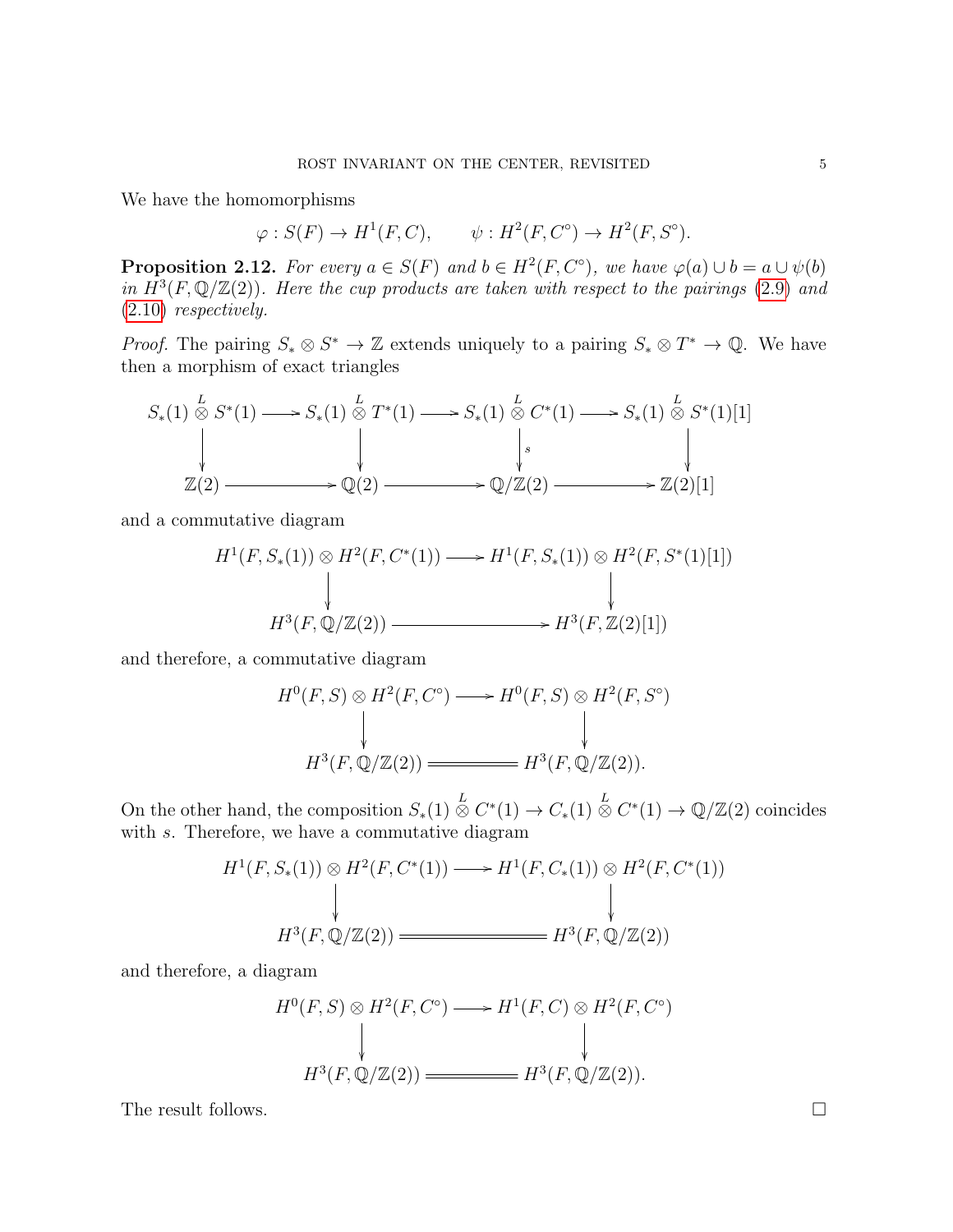We have the homomorphisms

$$\varphi : S(F) \to H^1(F, C), \qquad \psi : H^2(F, C^\circ) \to H^2(F, S^\circ).$$

**Proposition 2.12.** *For every $a \in S(F)$ and $b \in H^2(F, C^\circ)$, we have $\varphi(a) \cup b = a \cup \psi(b)$ in $H^3(F, \mathbb{Q}/\mathbb{Z}(2))$. Here the cup products are taken with respect to the pairings (2.9) and (2.10) respectively.*

*Proof.* The pairing $S_* \otimes S^* \to \mathbb{Z}$ extends uniquely to a pairing $S_* \otimes T^* \to \mathbb{Q}$. We have then a morphism of exact triangles

$$\begin{array}{ccccccc}
S_*(1) \overset{L}{\otimes} S^*(1) & \longrightarrow & S_*(1) \overset{L}{\otimes} T^*(1) & \longrightarrow & S_*(1) \overset{L}{\otimes} C^*(1) & \longrightarrow & S_*(1) \overset{L}{\otimes} S^*(1)[1] \\
\downarrow & & \downarrow & & \downarrow{\scriptstyle s} & & \downarrow \\
\mathbb{Z}(2) & \longrightarrow & \mathbb{Q}(2) & \longrightarrow & \mathbb{Q}/\mathbb{Z}(2) & \longrightarrow & \mathbb{Z}(2)[1]
\end{array}$$

and a commutative diagram

$$\begin{array}{ccc}
H^1(F, S_*(1)) \otimes H^2(F, C^*(1)) & \longrightarrow & H^1(F, S_*(1)) \otimes H^2(F, S^*(1)[1]) \\
\downarrow & & \downarrow \\
H^3(F, \mathbb{Q}/\mathbb{Z}(2)) & \longrightarrow & H^3(F, \mathbb{Z}(2)[1])
\end{array}$$

and therefore, a commutative diagram

$$\begin{array}{ccc}
H^0(F, S) \otimes H^2(F, C^\circ) & \longrightarrow & H^0(F, S) \otimes H^2(F, S^\circ) \\
\downarrow & & \downarrow \\
H^3(F, \mathbb{Q}/\mathbb{Z}(2)) & = & H^3(F, \mathbb{Q}/\mathbb{Z}(2)).
\end{array}$$

On the other hand, the composition $S_*(1) \overset{L}{\otimes} C^*(1) \to C_*(1) \overset{L}{\otimes} C^*(1) \to \mathbb{Q}/\mathbb{Z}(2)$ coincides with $s$. Therefore, we have a commutative diagram

$$\begin{array}{ccc}
H^1(F, S_*(1)) \otimes H^2(F, C^*(1)) & \longrightarrow & H^1(F, C_*(1)) \otimes H^2(F, C^*(1)) \\
\downarrow & & \downarrow \\
H^3(F, \mathbb{Q}/\mathbb{Z}(2)) & = & H^3(F, \mathbb{Q}/\mathbb{Z}(2))
\end{array}$$

and therefore, a diagram

$$\begin{array}{ccc}
H^0(F, S) \otimes H^2(F, C^\circ) & \longrightarrow & H^1(F, C) \otimes H^2(F, C^\circ) \\
\downarrow & & \downarrow \\
H^3(F, \mathbb{Q}/\mathbb{Z}(2)) & = & H^3(F, \mathbb{Q}/\mathbb{Z}(2)).
\end{array}$$

The result follows. $\square$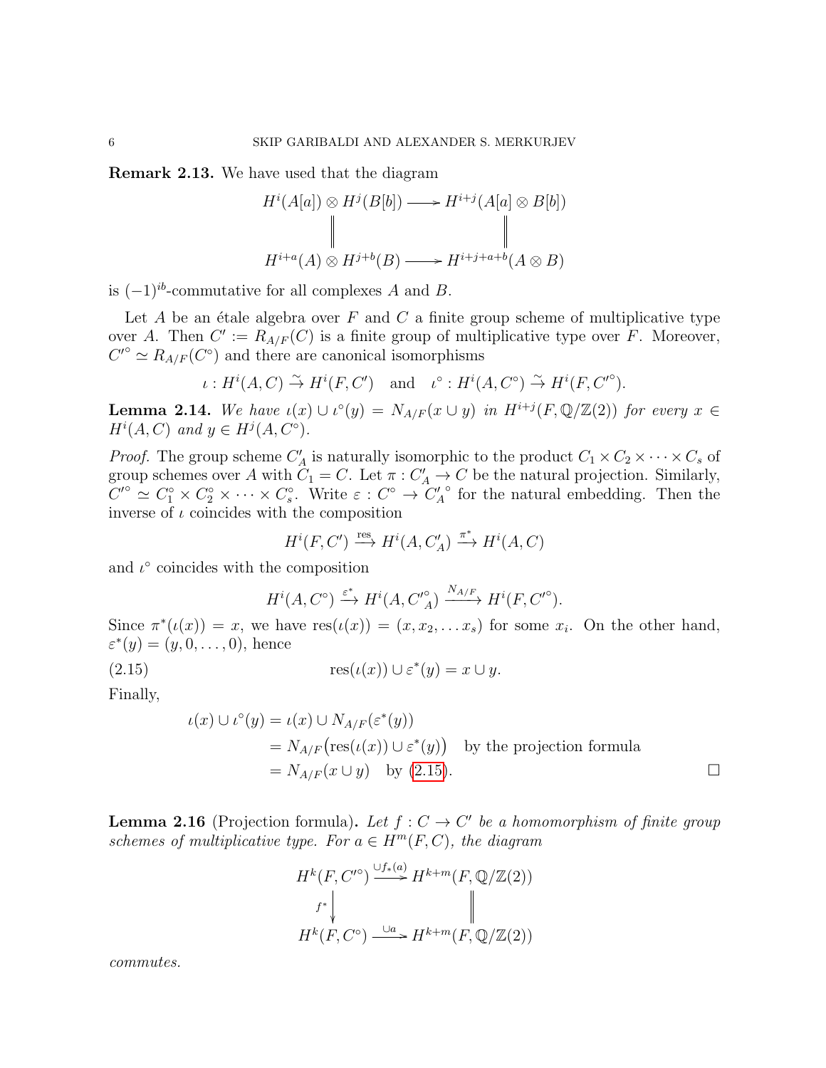**Remark 2.13.** We have used that the diagram

$$\begin{array}{ccc} H^i(A[a]) \otimes H^j(B[b]) & \longrightarrow & H^{i+j}(A[a] \otimes B[b]) \\ \| & & \| \\ H^{i+a}(A) \otimes H^{j+b}(B) & \longrightarrow & H^{i+j+a+b}(A \otimes B) \end{array}$$

is $(-1)^{ib}$-commutative for all complexes $A$ and $B$.

Let $A$ be an étale algebra over $F$ and $C$ a finite group scheme of multiplicative type over $A$. Then $C' := R_{A/F}(C)$ is a finite group of multiplicative type over $F$. Moreover, $C'^{\circ} \simeq R_{A/F}(C^{\circ})$ and there are canonical isomorphisms

$$\iota : H^i(A, C) \xrightarrow{\sim} H^i(F, C') \quad \text{and} \quad \iota^{\circ} : H^i(A, C^{\circ}) \xrightarrow{\sim} H^i(F, C'^{\circ}).$$

**Lemma 2.14.** *We have $\iota(x) \cup \iota^{\circ}(y) = N_{A/F}(x \cup y)$ in $H^{i+j}(F, \mathbb{Q}/\mathbb{Z}(2))$ for every $x \in H^i(A, C)$ and $y \in H^j(A, C^{\circ})$.*

*Proof.* The group scheme $C'_A$ is naturally isomorphic to the product $C_1 \times C_2 \times \cdots \times C_s$ of group schemes over $A$ with $C_1 = C$. Let $\pi : C'_A \to C$ be the natural projection. Similarly, $C'^{\circ} \simeq C_1^{\circ} \times C_2^{\circ} \times \cdots \times C_s^{\circ}$. Write $\varepsilon : C^{\circ} \to {C'_A}^{\circ}$ for the natural embedding. Then the inverse of $\iota$ coincides with the composition

$$H^i(F, C') \xrightarrow{\text{res}} H^i(A, C'_A) \xrightarrow{\pi^*} H^i(A, C)$$

and $\iota^{\circ}$ coincides with the composition

$$H^i(A, C^{\circ}) \xrightarrow{\varepsilon^*} H^i(A, C'^{\circ}_A) \xrightarrow{N_{A/F}} H^i(F, C'^{\circ}).$$

Since $\pi^*(\iota(x)) = x$, we have $\text{res}(\iota(x)) = (x, x_2, \dots x_s)$ for some $x_i$. On the other hand, $\varepsilon^*(y) = (y, 0, \dots, 0)$, hence

$$\text{res}(\iota(x)) \cup \varepsilon^*(y) = x \cup y. \tag{2.15}$$

Finally,

$$\begin{aligned} \iota(x) \cup \iota^{\circ}(y) &= \iota(x) \cup N_{A/F}(\varepsilon^*(y)) \\ &= N_{A/F}\big(\text{res}(\iota(x)) \cup \varepsilon^*(y)\big) \quad \text{by the projection formula} \\ &= N_{A/F}(x \cup y) \quad \text{by (2.15)}. \end{aligned}$$

$\square$

**Lemma 2.16** (Projection formula)**.** *Let $f : C \to C'$ be a homomorphism of finite group schemes of multiplicative type. For $a \in H^m(F, C)$, the diagram*

$$\begin{array}{ccc} H^k(F, C'^{\circ}) & \xrightarrow{\cup f_*(a)} & H^{k+m}(F, \mathbb{Q}/\mathbb{Z}(2)) \\ \downarrow{\scriptstyle f^*} & & \| \\ H^k(F, C^{\circ}) & \xrightarrow{\cup a} & H^{k+m}(F, \mathbb{Q}/\mathbb{Z}(2)) \end{array}$$

*commutes.*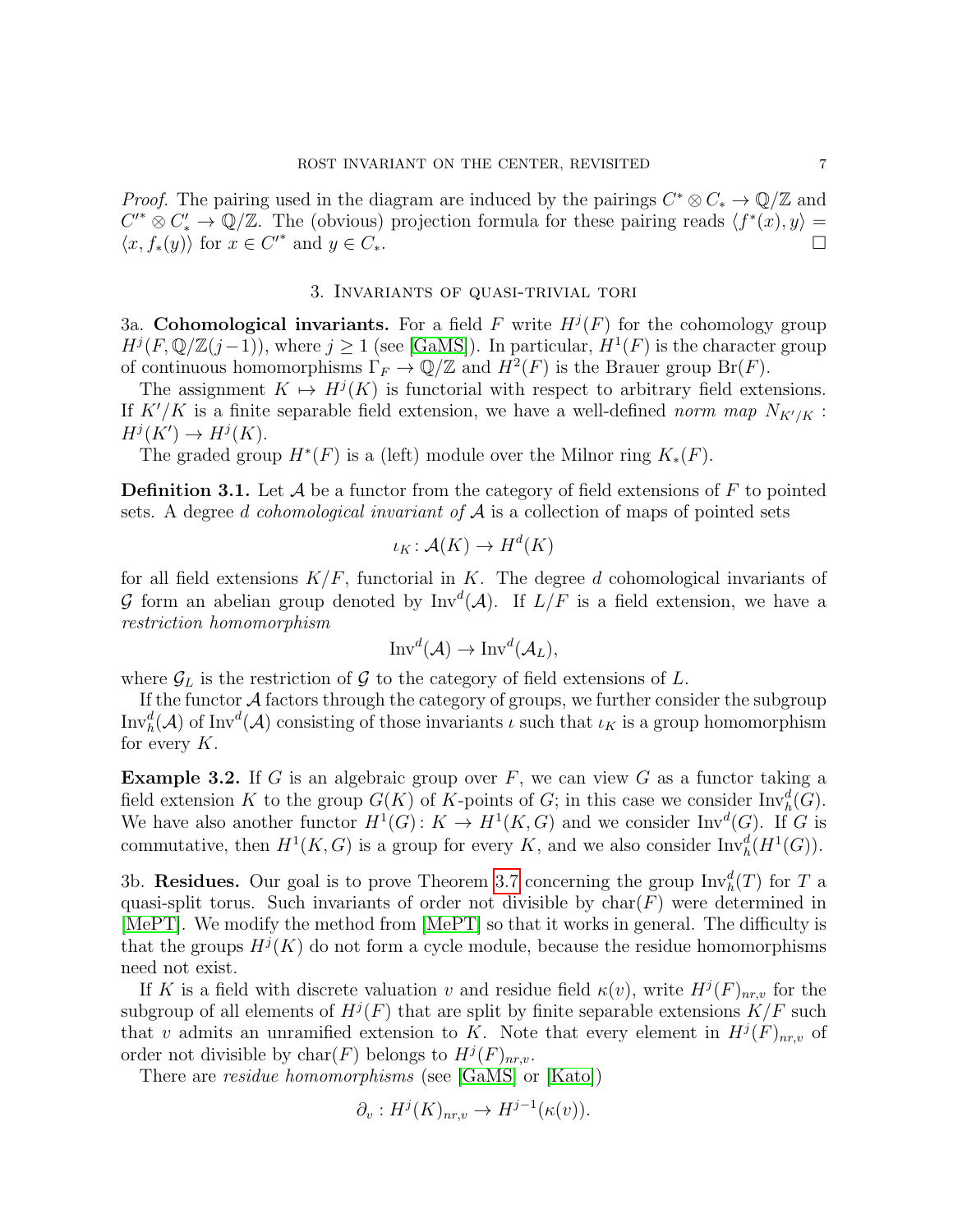*Proof.* The pairing used in the diagram are induced by the pairings $C^* \otimes C_* \to \mathbb{Q}/\mathbb{Z}$ and $C'^* \otimes C'_* \to \mathbb{Q}/\mathbb{Z}$. The (obvious) projection formula for these pairing reads $\langle f^*(x), y\rangle = \langle x, f_*(y)\rangle$ for $x \in C'^*$ and $y \in C_*$. □

## 3. Invariants of quasi-trivial tori

3a. **Cohomological invariants.** For a field $F$ write $H^j(F)$ for the cohomology group $H^j(F, \mathbb{Q}/\mathbb{Z}(j-1))$, where $j \geq 1$ (see [GaMS]). In particular, $H^1(F)$ is the character group of continuous homomorphisms $\Gamma_F \to \mathbb{Q}/\mathbb{Z}$ and $H^2(F)$ is the Brauer group $\mathrm{Br}(F)$.

The assignment $K \mapsto H^j(K)$ is functorial with respect to arbitrary field extensions. If $K'/K$ is a finite separable field extension, we have a well-defined *norm map* $N_{K'/K} : H^j(K') \to H^j(K)$.

The graded group $H^*(F)$ is a (left) module over the Milnor ring $K_*(F)$.

**Definition 3.1.** Let $\mathcal{A}$ be a functor from the category of field extensions of $F$ to pointed sets. A degree $d$ *cohomological invariant of* $\mathcal{A}$ is a collection of maps of pointed sets

$$\iota_K : \mathcal{A}(K) \to H^d(K)$$

for all field extensions $K/F$, functorial in $K$. The degree $d$ cohomological invariants of $\mathcal{G}$ form an abelian group denoted by $\mathrm{Inv}^d(\mathcal{A})$. If $L/F$ is a field extension, we have a *restriction homomorphism*

$$\mathrm{Inv}^d(\mathcal{A}) \to \mathrm{Inv}^d(\mathcal{A}_L),$$

where $\mathcal{G}_L$ is the restriction of $\mathcal{G}$ to the category of field extensions of $L$.

If the functor $\mathcal{A}$ factors through the category of groups, we further consider the subgroup $\mathrm{Inv}^d_h(\mathcal{A})$ of $\mathrm{Inv}^d(\mathcal{A})$ consisting of those invariants $\iota$ such that $\iota_K$ is a group homomorphism for every $K$.

**Example 3.2.** If $G$ is an algebraic group over $F$, we can view $G$ as a functor taking a field extension $K$ to the group $G(K)$ of $K$-points of $G$; in this case we consider $\mathrm{Inv}^d_h(G)$. We have also another functor $H^1(G) : K \to H^1(K, G)$ and we consider $\mathrm{Inv}^d(G)$. If $G$ is commutative, then $H^1(K, G)$ is a group for every $K$, and we also consider $\mathrm{Inv}^d_h(H^1(G))$.

3b. **Residues.** Our goal is to prove Theorem 3.7 concerning the group $\mathrm{Inv}^d_h(T)$ for $T$ a quasi-split torus. Such invariants of order not divisible by $\mathrm{char}(F)$ were determined in [MePT]. We modify the method from [MePT] so that it works in general. The difficulty is that the groups $H^j(K)$ do not form a cycle module, because the residue homomorphisms need not exist.

If $K$ is a field with discrete valuation $v$ and residue field $\kappa(v)$, write $H^j(F)_{nr,v}$ for the subgroup of all elements of $H^j(F)$ that are split by finite separable extensions $K/F$ such that $v$ admits an unramified extension to $K$. Note that every element in $H^j(F)_{nr,v}$ of order not divisible by $\mathrm{char}(F)$ belongs to $H^j(F)_{nr,v}$.

There are *residue homomorphisms* (see [GaMS] or [Kato])

$$\partial_v : H^j(K)_{nr,v} \to H^{j-1}(\kappa(v)).$$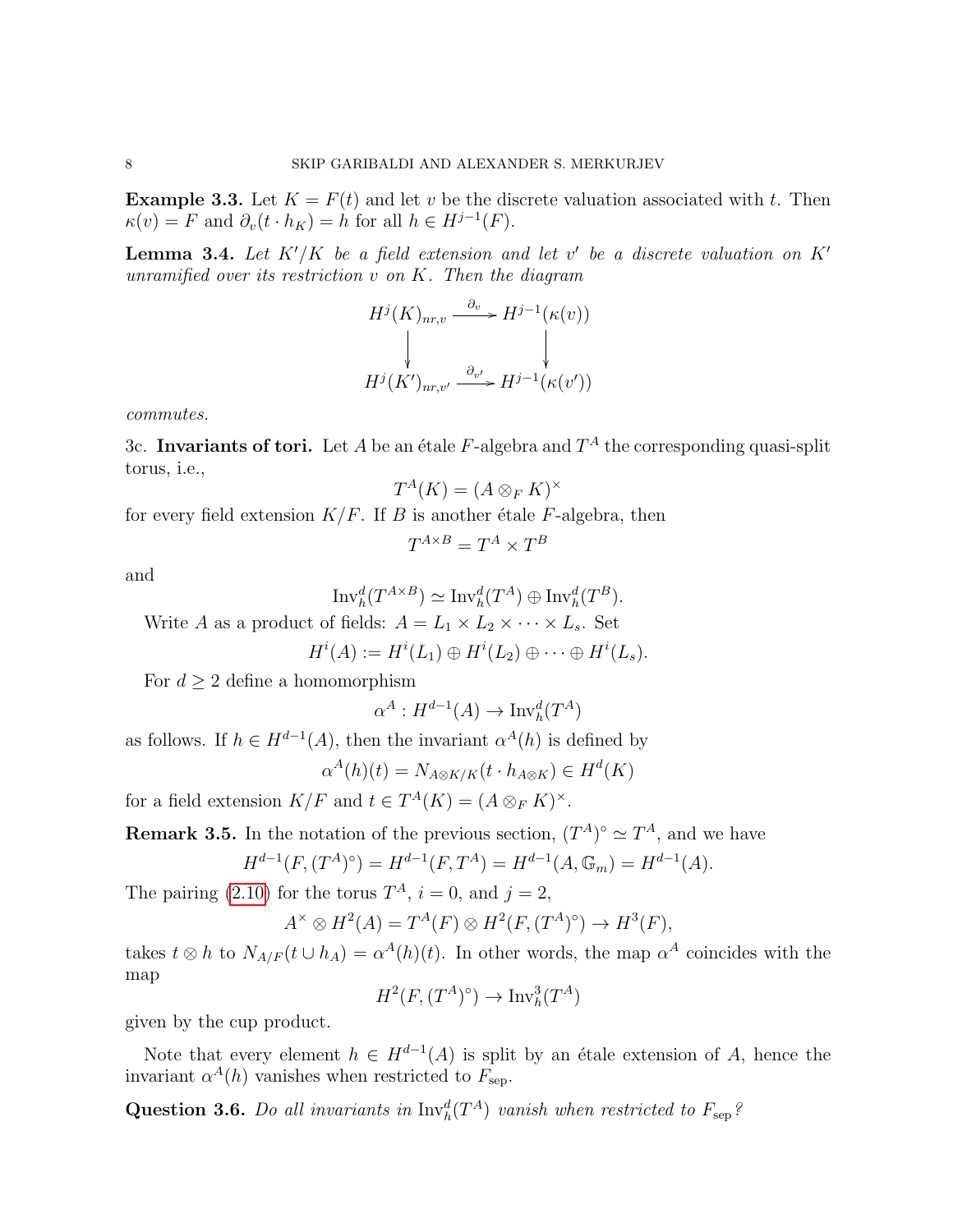**Example 3.3.** Let $K = F(t)$ and let $v$ be the discrete valuation associated with $t$. Then $\kappa(v) = F$ and $\partial_v(t \cdot h_K) = h$ for all $h \in H^{j-1}(F)$.

**Lemma 3.4.** *Let $K'/K$ be a field extension and let $v'$ be a discrete valuation on $K'$ unramified over its restriction $v$ on $K$. Then the diagram*

$$\begin{array}{ccc} H^j(K)_{nr,v} & \xrightarrow{\partial_v} & H^{j-1}(\kappa(v)) \\ \downarrow & & \downarrow \\ H^j(K')_{nr,v'} & \xrightarrow{\partial_{v'}} & H^{j-1}(\kappa(v')) \end{array}$$

*commutes.*

3c. **Invariants of tori.** Let $A$ be an étale $F$-algebra and $T^A$ the corresponding quasi-split torus, i.e.,

$$T^A(K) = (A \otimes_F K)^\times$$

for every field extension $K/F$. If $B$ is another étale $F$-algebra, then

$$T^{A \times B} = T^A \times T^B$$

and

$$\operatorname{Inv}^d_h(T^{A\times B}) \simeq \operatorname{Inv}^d_h(T^A) \oplus \operatorname{Inv}^d_h(T^B).$$

Write $A$ as a product of fields: $A = L_1 \times L_2 \times \cdots \times L_s$. Set

$$H^i(A) := H^i(L_1) \oplus H^i(L_2) \oplus \cdots \oplus H^i(L_s).$$

For $d \geq 2$ define a homomorphism

$$\alpha^A : H^{d-1}(A) \to \operatorname{Inv}^d_h(T^A)$$

as follows. If $h \in H^{d-1}(A)$, then the invariant $\alpha^A(h)$ is defined by

$$\alpha^A(h)(t) = N_{A \otimes K/K}(t \cdot h_{A\otimes K}) \in H^d(K)$$

for a field extension $K/F$ and $t \in T^A(K) = (A \otimes_F K)^\times$.

**Remark 3.5.** In the notation of the previous section, $(T^A)^\circ \simeq T^A$, and we have

$$H^{d-1}(F, (T^A)^\circ) = H^{d-1}(F, T^A) = H^{d-1}(A, \mathbb{G}_m) = H^{d-1}(A).$$

The pairing (2.10) for the torus $T^A$, $i = 0$, and $j = 2$,

$$A^\times \otimes H^2(A) = T^A(F) \otimes H^2(F, (T^A)^\circ) \to H^3(F),$$

takes $t \otimes h$ to $N_{A/F}(t \cup h_A) = \alpha^A(h)(t)$. In other words, the map $\alpha^A$ coincides with the map

$$H^2(F, (T^A)^\circ) \to \operatorname{Inv}^3_h(T^A)$$

given by the cup product.

Note that every element $h \in H^{d-1}(A)$ is split by an étale extension of $A$, hence the invariant $\alpha^A(h)$ vanishes when restricted to $F_{\text{sep}}$.

**Question 3.6.** *Do all invariants in $\operatorname{Inv}^d_h(T^A)$ vanish when restricted to $F_{\text{sep}}$?*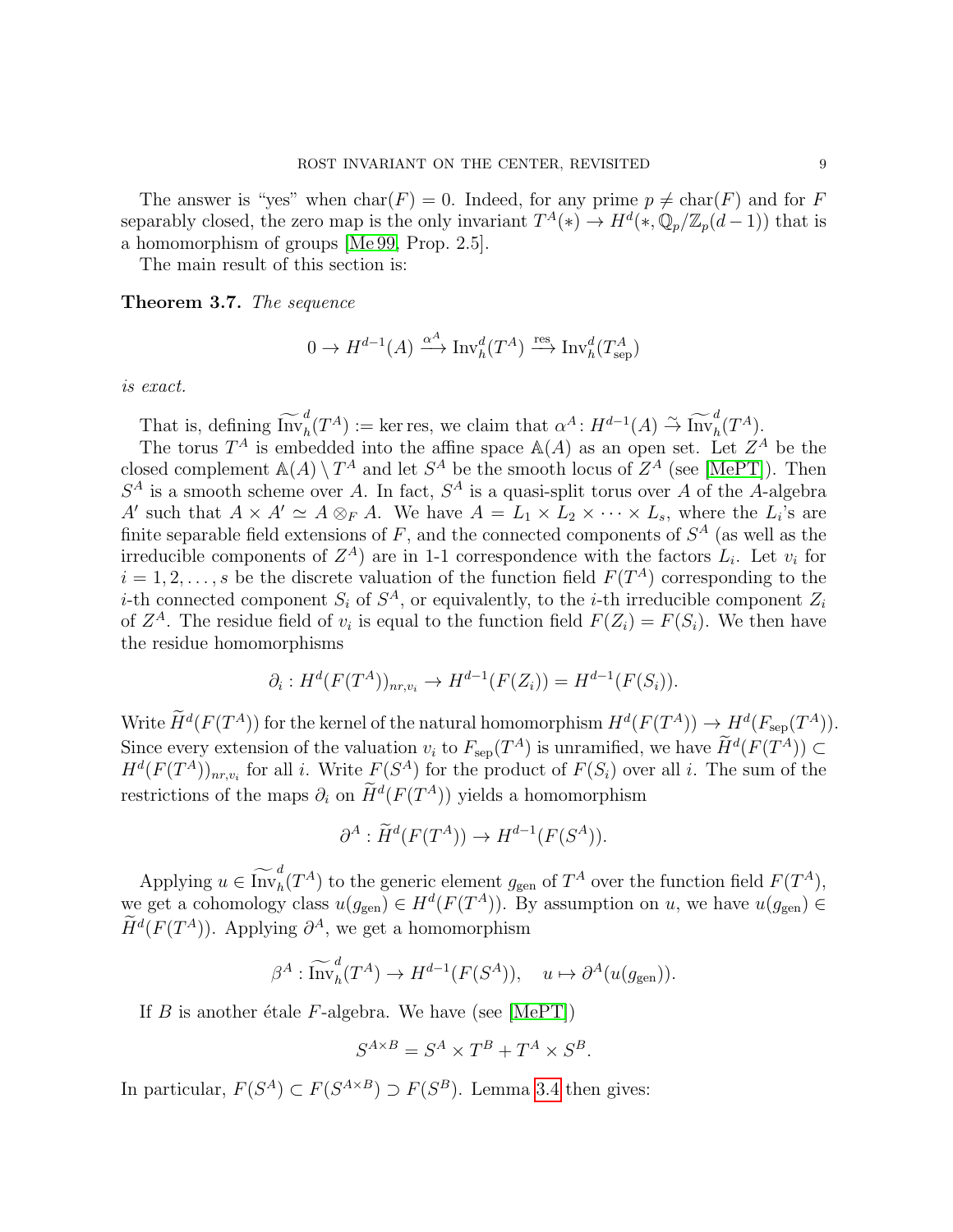The answer is "yes" when $\mathrm{char}(F) = 0$. Indeed, for any prime $p \neq \mathrm{char}(F)$ and for $F$ separably closed, the zero map is the only invariant $T^A(*) \to H^d(*, \mathbb{Q}_p/\mathbb{Z}_p(d-1))$ that is a homomorphism of groups [Me 99, Prop. 2.5].

The main result of this section is:

**Theorem 3.7.** *The sequence*

$$0 \to H^{d-1}(A) \xrightarrow{\alpha^A} \mathrm{Inv}_h^d(T^A) \xrightarrow{\mathrm{res}} \mathrm{Inv}_h^d(T^A_{\mathrm{sep}})$$

*is exact.*

That is, defining $\widetilde{\mathrm{Inv}}_h^d(T^A) := \ker \mathrm{res}$, we claim that $\alpha^A\colon H^{d-1}(A) \xrightarrow{\sim} \widetilde{\mathrm{Inv}}_h^d(T^A)$.

The torus $T^A$ is embedded into the affine space $\mathbb{A}(A)$ as an open set. Let $Z^A$ be the closed complement $\mathbb{A}(A) \setminus T^A$ and let $S^A$ be the smooth locus of $Z^A$ (see [MePT]). Then $S^A$ is a smooth scheme over $A$. In fact, $S^A$ is a quasi-split torus over $A$ of the $A$-algebra $A'$ such that $A \times A' \simeq A \otimes_F A$. We have $A = L_1 \times L_2 \times \cdots \times L_s$, where the $L_i$'s are finite separable field extensions of $F$, and the connected components of $S^A$ (as well as the irreducible components of $Z^A$) are in 1-1 correspondence with the factors $L_i$. Let $v_i$ for $i = 1, 2, \ldots, s$ be the discrete valuation of the function field $F(T^A)$ corresponding to the $i$-th connected component $S_i$ of $S^A$, or equivalently, to the $i$-th irreducible component $Z_i$ of $Z^A$. The residue field of $v_i$ is equal to the function field $F(Z_i) = F(S_i)$. We then have the residue homomorphisms

$$\partial_i : H^d(F(T^A))_{nr,v_i} \to H^{d-1}(F(Z_i)) = H^{d-1}(F(S_i)).$$

Write $\widetilde{H}^d(F(T^A))$ for the kernel of the natural homomorphism $H^d(F(T^A)) \to H^d(F_{\mathrm{sep}}(T^A))$. Since every extension of the valuation $v_i$ to $F_{\mathrm{sep}}(T^A)$ is unramified, we have $\widetilde{H}^d(F(T^A)) \subset H^d(F(T^A))_{nr,v_i}$ for all $i$. Write $F(S^A)$ for the product of $F(S_i)$ over all $i$. The sum of the restrictions of the maps $\partial_i$ on $\widetilde{H}^d(F(T^A))$ yields a homomorphism

$$\partial^A : \widetilde{H}^d(F(T^A)) \to H^{d-1}(F(S^A)).$$

Applying $u \in \widetilde{\mathrm{Inv}}_h^d(T^A)$ to the generic element $g_{\mathrm{gen}}$ of $T^A$ over the function field $F(T^A)$, we get a cohomology class $u(g_{\mathrm{gen}}) \in H^d(F(T^A))$. By assumption on $u$, we have $u(g_{\mathrm{gen}}) \in \widetilde{H}^d(F(T^A))$. Applying $\partial^A$, we get a homomorphism

$$\beta^A : \widetilde{\mathrm{Inv}}_h^d(T^A) \to H^{d-1}(F(S^A)), \quad u \mapsto \partial^A(u(g_{\mathrm{gen}})).$$

If $B$ is another étale $F$-algebra. We have (see [MePT])

$$S^{A\times B} = S^A \times T^B + T^A \times S^B.$$

In particular, $F(S^A) \subset F(S^{A\times B}) \supset F(S^B)$. Lemma 3.4 then gives: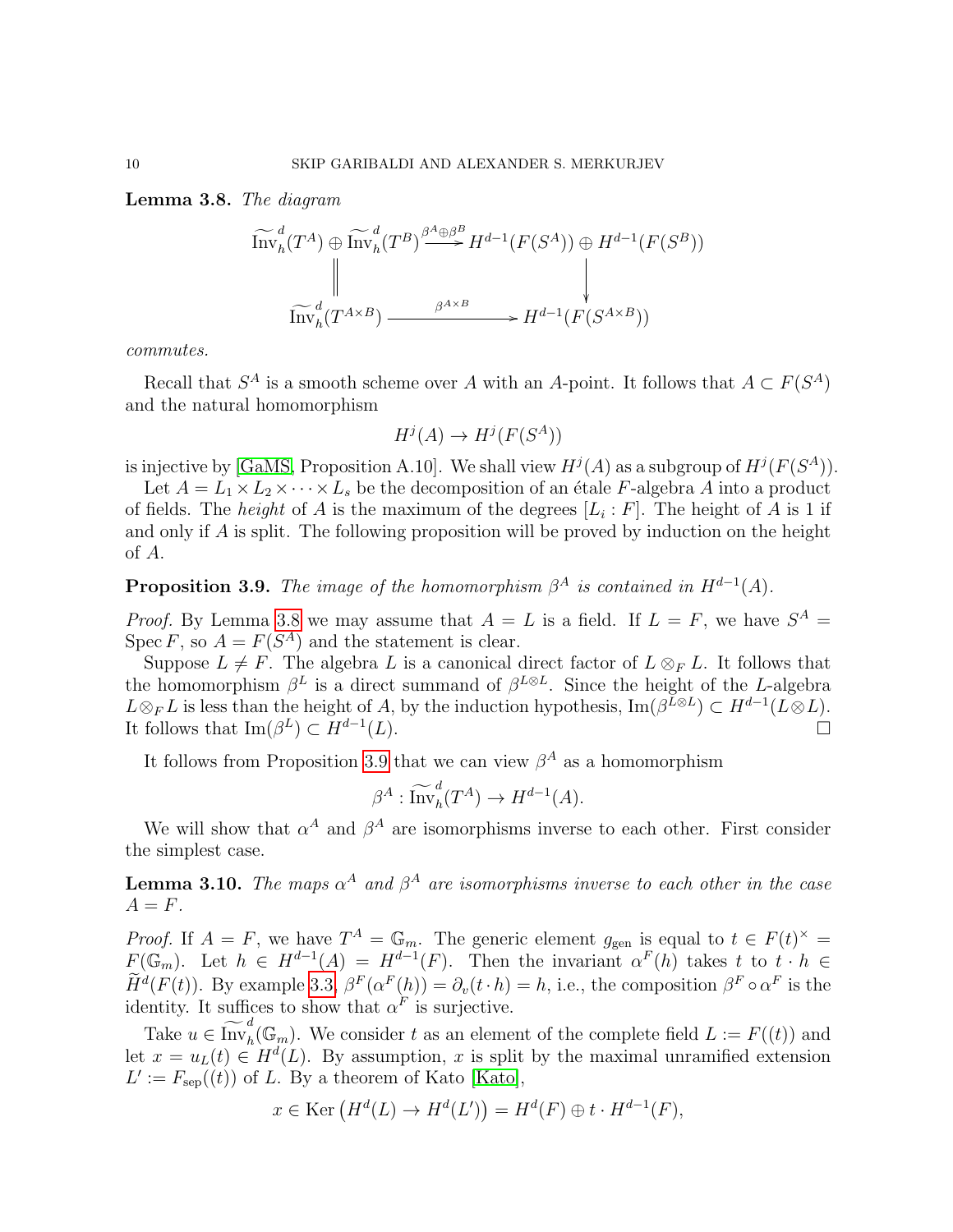**Lemma 3.8.** *The diagram*

$$\begin{array}{ccc}
\widetilde{\operatorname{Inv}}^d_h(T^A) \oplus \widetilde{\operatorname{Inv}}^d_h(T^B) & \xrightarrow{\beta^A \oplus \beta^B} & H^{d-1}(F(S^A)) \oplus H^{d-1}(F(S^B)) \\
\| & & \downarrow \\
\widetilde{\operatorname{Inv}}^d_h(T^{A\times B}) & \xrightarrow{\beta^{A\times B}} & H^{d-1}(F(S^{A\times B}))
\end{array}$$

*commutes.*

Recall that $S^A$ is a smooth scheme over $A$ with an $A$-point. It follows that $A \subset F(S^A)$ and the natural homomorphism

$$H^j(A) \to H^j(F(S^A))$$

is injective by [GaMS, Proposition A.10]. We shall view $H^j(A)$ as a subgroup of $H^j(F(S^A))$.

Let $A = L_1 \times L_2 \times \cdots \times L_s$ be the decomposition of an étale $F$-algebra $A$ into a product of fields. The *height* of $A$ is the maximum of the degrees $[L_i : F]$. The height of $A$ is 1 if and only if $A$ is split. The following proposition will be proved by induction on the height of $A$.

**Proposition 3.9.** *The image of the homomorphism $\beta^A$ is contained in $H^{d-1}(A)$.*

*Proof.* By Lemma 3.8 we may assume that $A = L$ is a field. If $L = F$, we have $S^A = \operatorname{Spec} F$, so $A = F(S^A)$ and the statement is clear.

Suppose $L \neq F$. The algebra $L$ is a canonical direct factor of $L \otimes_F L$. It follows that the homomorphism $\beta^L$ is a direct summand of $\beta^{L\otimes L}$. Since the height of the $L$-algebra $L \otimes_F L$ is less than the height of $A$, by the induction hypothesis, $\operatorname{Im}(\beta^{L\otimes L}) \subset H^{d-1}(L \otimes L)$. It follows that $\operatorname{Im}(\beta^L) \subset H^{d-1}(L)$. $\square$

It follows from Proposition 3.9 that we can view $\beta^A$ as a homomorphism

$$\beta^A : \widetilde{\operatorname{Inv}}^d_h(T^A) \to H^{d-1}(A).$$

We will show that $\alpha^A$ and $\beta^A$ are isomorphisms inverse to each other. First consider the simplest case.

**Lemma 3.10.** *The maps $\alpha^A$ and $\beta^A$ are isomorphisms inverse to each other in the case $A = F$.*

*Proof.* If $A = F$, we have $T^A = \mathbb{G}_m$. The generic element $g_{\text{gen}}$ is equal to $t \in F(t)^\times = F(\mathbb{G}_m)$. Let $h \in H^{d-1}(A) = H^{d-1}(F)$. Then the invariant $\alpha^F(h)$ takes $t$ to $t \cdot h \in \widetilde{H}^d(F(t))$. By example 3.3, $\beta^F(\alpha^F(h)) = \partial_v(t \cdot h) = h$, i.e., the composition $\beta^F \circ \alpha^F$ is the identity. It suffices to show that $\alpha^F$ is surjective.

Take $u \in \widetilde{\operatorname{Inv}}^d_h(\mathbb{G}_m)$. We consider $t$ as an element of the complete field $L := F((t))$ and let $x = u_L(t) \in H^d(L)$. By assumption, $x$ is split by the maximal unramified extension $L' := F_{\text{sep}}((t))$ of $L$. By a theorem of Kato [Kato],

$$x \in \operatorname{Ker}\left(H^d(L) \to H^d(L')\right) = H^d(F) \oplus t \cdot H^{d-1}(F),$$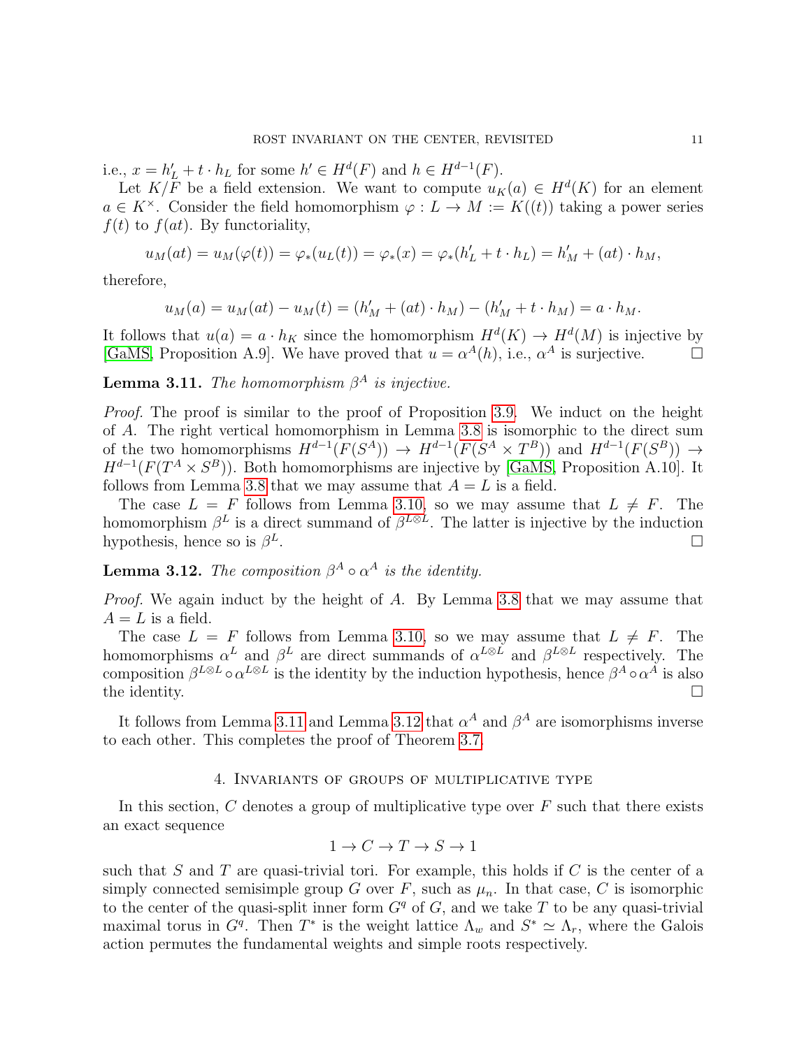i.e., $x = h'_L + t \cdot h_L$ for some $h' \in H^d(F)$ and $h \in H^{d-1}(F)$.

Let $K/F$ be a field extension. We want to compute $u_K(a) \in H^d(K)$ for an element $a \in K^\times$. Consider the field homomorphism $\varphi : L \to M := K((t))$ taking a power series $f(t)$ to $f(at)$. By functoriality,

$$u_M(at) = u_M(\varphi(t)) = \varphi_*(u_L(t)) = \varphi_*(x) = \varphi_*(h'_L + t \cdot h_L) = h'_M + (at) \cdot h_M,$$

therefore,

$$u_M(a) = u_M(at) - u_M(t) = (h'_M + (at) \cdot h_M) - (h'_M + t \cdot h_M) = a \cdot h_M.$$

It follows that $u(a) = a \cdot h_K$ since the homomorphism $H^d(K) \to H^d(M)$ is injective by [GaMS, Proposition A.9]. We have proved that $u = \alpha^A(h)$, i.e., $\alpha^A$ is surjective. □

**Lemma 3.11.** *The homomorphism $\beta^A$ is injective.*

*Proof.* The proof is similar to the proof of Proposition 3.9. We induct on the height of $A$. The right vertical homomorphism in Lemma 3.8 is isomorphic to the direct sum of the two homomorphisms $H^{d-1}(F(S^A)) \to H^{d-1}(F(S^A \times T^B))$ and $H^{d-1}(F(S^B)) \to H^{d-1}(F(T^A \times S^B))$. Both homomorphisms are injective by [GaMS, Proposition A.10]. It follows from Lemma 3.8 that we may assume that $A = L$ is a field.

The case $L = F$ follows from Lemma 3.10, so we may assume that $L \neq F$. The homomorphism $\beta^L$ is a direct summand of $\beta^{L\otimes L}$. The latter is injective by the induction hypothesis, hence so is $\beta^L$. □

**Lemma 3.12.** *The composition $\beta^A \circ \alpha^A$ is the identity.*

*Proof.* We again induct by the height of $A$. By Lemma 3.8 that we may assume that $A = L$ is a field.

The case $L = F$ follows from Lemma 3.10, so we may assume that $L \neq F$. The homomorphisms $\alpha^L$ and $\beta^L$ are direct summands of $\alpha^{L\otimes L}$ and $\beta^{L\otimes L}$ respectively. The composition $\beta^{L\otimes L} \circ \alpha^{L\otimes L}$ is the identity by the induction hypothesis, hence $\beta^A \circ \alpha^A$ is also the identity. □

It follows from Lemma 3.11 and Lemma 3.12 that $\alpha^A$ and $\beta^A$ are isomorphisms inverse to each other. This completes the proof of Theorem 3.7.

## 4. Invariants of groups of multiplicative type

In this section, $C$ denotes a group of multiplicative type over $F$ such that there exists an exact sequence

$$1 \to C \to T \to S \to 1$$

such that $S$ and $T$ are quasi-trivial tori. For example, this holds if $C$ is the center of a simply connected semisimple group $G$ over $F$, such as $\mu_n$. In that case, $C$ is isomorphic to the center of the quasi-split inner form $G^q$ of $G$, and we take $T$ to be any quasi-trivial maximal torus in $G^q$. Then $T^*$ is the weight lattice $\Lambda_w$ and $S^* \simeq \Lambda_r$, where the Galois action permutes the fundamental weights and simple roots respectively.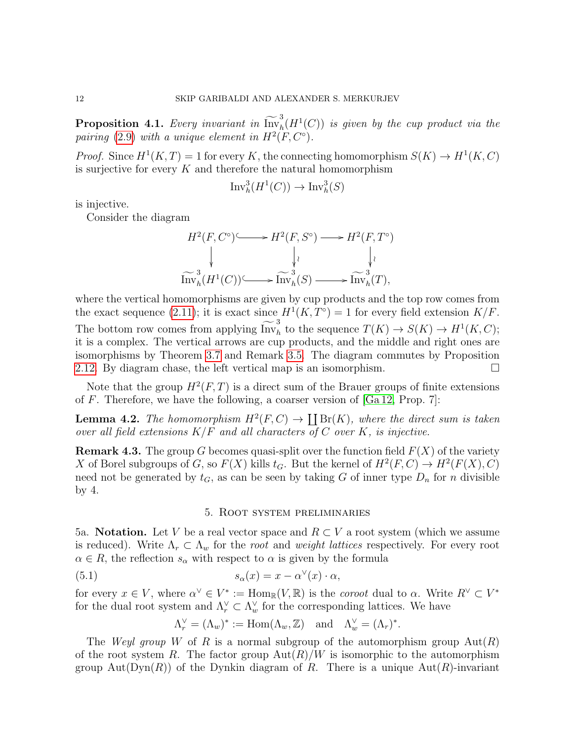**Proposition 4.1.** *Every invariant in* $\widetilde{\mathrm{Inv}}^3_h(H^1(C))$ *is given by the cup product via the pairing* (2.9) *with a unique element in* $H^2(F, C^\circ)$.

*Proof.* Since $H^1(K,T) = 1$ for every $K$, the connecting homomorphism $S(K) \to H^1(K,C)$ is surjective for every $K$ and therefore the natural homomorphism

$$\mathrm{Inv}^3_h(H^1(C)) \to \mathrm{Inv}^3_h(S)$$

is injective.

Consider the diagram

$$\begin{array}{ccccc}
H^2(F, C^\circ) & \hookrightarrow & H^2(F, S^\circ) & \longrightarrow & H^2(F, T^\circ) \\
\downarrow & & \downarrow \wr & & \downarrow \wr \\
\widetilde{\mathrm{Inv}}^3_h(H^1(C)) & \hookrightarrow & \widetilde{\mathrm{Inv}}^3_h(S) & \longrightarrow & \widetilde{\mathrm{Inv}}^3_h(T),
\end{array}$$

where the vertical homomorphisms are given by cup products and the top row comes from the exact sequence (2.11); it is exact since $H^1(K, T^\circ) = 1$ for every field extension $K/F$. The bottom row comes from applying $\widetilde{\mathrm{Inv}}^3_h$ to the sequence $T(K) \to S(K) \to H^1(K,C)$; it is a complex. The vertical arrows are cup products, and the middle and right ones are isomorphisms by Theorem 3.7 and Remark 3.5. The diagram commutes by Proposition 2.12. By diagram chase, the left vertical map is an isomorphism. $\square$

Note that the group $H^2(F,T)$ is a direct sum of the Brauer groups of finite extensions of $F$. Therefore, we have the following, a coarser version of [Ga12, Prop. 7]:

**Lemma 4.2.** *The homomorphism* $H^2(F,C) \to \coprod \mathrm{Br}(K)$*, where the direct sum is taken over all field extensions* $K/F$ *and all characters of* $C$ *over* $K$*, is injective.*

**Remark 4.3.** The group $G$ becomes quasi-split over the function field $F(X)$ of the variety $X$ of Borel subgroups of $G$, so $F(X)$ kills $t_G$. But the kernel of $H^2(F,C) \to H^2(F(X),C)$ need not be generated by $t_G$, as can be seen by taking $G$ of inner type $D_n$ for $n$ divisible by 4.

## 5. Root system preliminaries

5a. **Notation.** Let $V$ be a real vector space and $R \subset V$ a root system (which we assume is reduced). Write $\Lambda_r \subset \Lambda_w$ for the *root* and *weight lattices* respectively. For every root $\alpha \in R$, the reflection $s_\alpha$ with respect to $\alpha$ is given by the formula

$$s_\alpha(x) = x - \alpha^\vee(x) \cdot \alpha, \tag{5.1}$$

for every $x \in V$, where $\alpha^\vee \in V^* := \mathrm{Hom}_{\mathbb{R}}(V, \mathbb{R})$ is the *coroot* dual to $\alpha$. Write $R^\vee \subset V^*$ for the dual root system and $\Lambda_r^\vee \subset \Lambda_w^\vee$ for the corresponding lattices. We have

$$\Lambda_r^\vee = (\Lambda_w)^* := \mathrm{Hom}(\Lambda_w, \mathbb{Z}) \quad \text{and} \quad \Lambda_w^\vee = (\Lambda_r)^*.$$

The *Weyl group* $W$ of $R$ is a normal subgroup of the automorphism group $\mathrm{Aut}(R)$ of the root system $R$. The factor group $\mathrm{Aut}(R)/W$ is isomorphic to the automorphism group $\mathrm{Aut}(\mathrm{Dyn}(R))$ of the Dynkin diagram of $R$. There is a unique $\mathrm{Aut}(R)$-invariant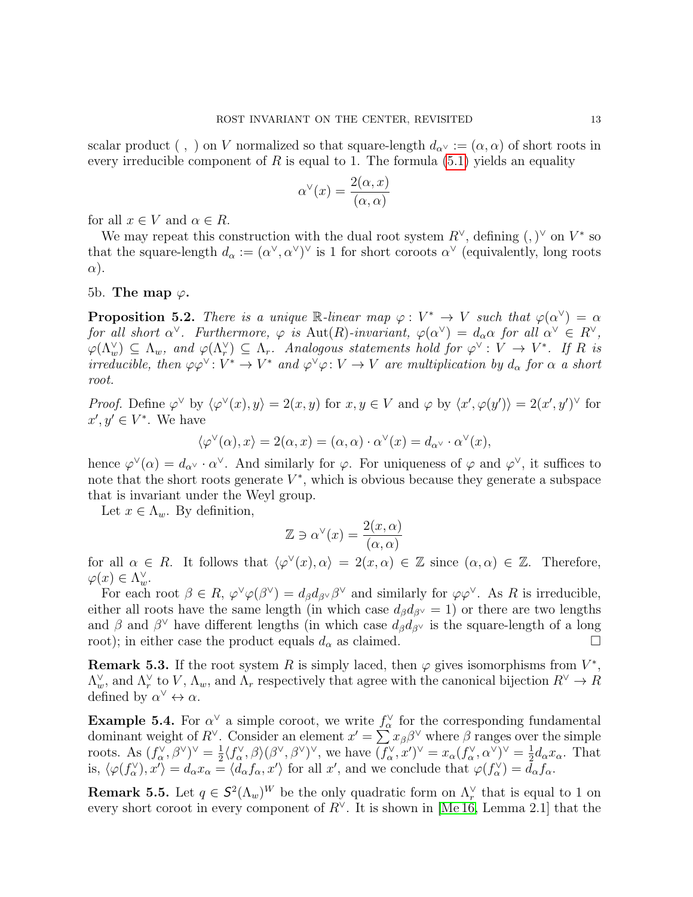scalar product $(\ ,\ )$ on $V$ normalized so that square-length $d_{\alpha^\vee} := (\alpha, \alpha)$ of short roots in every irreducible component of $R$ is equal to 1. The formula (5.1) yields an equality

$$\alpha^\vee(x) = \frac{2(\alpha, x)}{(\alpha, \alpha)}$$

for all $x \in V$ and $\alpha \in R$.

We may repeat this construction with the dual root system $R^\vee$, defining $(,)^\vee$ on $V^*$ so that the square-length $d_\alpha := (\alpha^\vee, \alpha^\vee)^\vee$ is 1 for short coroots $\alpha^\vee$ (equivalently, long roots $\alpha$).

5b. **The map $\varphi$.**

**Proposition 5.2.** *There is a unique $\mathbb{R}$-linear map $\varphi\colon V^* \to V$ such that $\varphi(\alpha^\vee) = \alpha$ for all short $\alpha^\vee$. Furthermore, $\varphi$ is $\mathrm{Aut}(R)$-invariant, $\varphi(\alpha^\vee) = d_\alpha \alpha$ for all $\alpha^\vee \in R^\vee$, $\varphi(\Lambda_w^\vee) \subseteq \Lambda_w$, and $\varphi(\Lambda_r^\vee) \subseteq \Lambda_r$. Analogous statements hold for $\varphi^\vee : V \to V^*$. If $R$ is irreducible, then $\varphi\varphi^\vee : V^* \to V^*$ and $\varphi^\vee\varphi : V \to V$ are multiplication by $d_\alpha$ for $\alpha$ a short root.*

*Proof.* Define $\varphi^\vee$ by $\langle \varphi^\vee(x), y\rangle = 2(x, y)$ for $x, y \in V$ and $\varphi$ by $\langle x', \varphi(y')\rangle = 2(x', y')^\vee$ for $x', y' \in V^*$. We have

$$\langle \varphi^\vee(\alpha), x\rangle = 2(\alpha, x) = (\alpha, \alpha) \cdot \alpha^\vee(x) = d_{\alpha^\vee} \cdot \alpha^\vee(x),$$

hence $\varphi^\vee(\alpha) = d_{\alpha^\vee} \cdot \alpha^\vee$. And similarly for $\varphi$. For uniqueness of $\varphi$ and $\varphi^\vee$, it suffices to note that the short roots generate $V^*$, which is obvious because they generate a subspace that is invariant under the Weyl group.

Let $x \in \Lambda_w$. By definition,

$$\mathbb{Z} \ni \alpha^\vee(x) = \frac{2(x, \alpha)}{(\alpha, \alpha)}$$

for all $\alpha \in R$. It follows that $\langle \varphi^\vee(x), \alpha\rangle = 2(x, \alpha) \in \mathbb{Z}$ since $(\alpha, \alpha) \in \mathbb{Z}$. Therefore, $\varphi(x) \in \Lambda_w^\vee$.

For each root $\beta \in R$, $\varphi^\vee\varphi(\beta^\vee) = d_\beta d_{\beta^\vee} \beta^\vee$ and similarly for $\varphi\varphi^\vee$. As $R$ is irreducible, either all roots have the same length (in which case $d_\beta d_{\beta^\vee} = 1$) or there are two lengths and $\beta$ and $\beta^\vee$ have different lengths (in which case $d_\beta d_{\beta^\vee}$ is the square-length of a long root); in either case the product equals $d_\alpha$ as claimed. $\square$

**Remark 5.3.** If the root system $R$ is simply laced, then $\varphi$ gives isomorphisms from $V^*$, $\Lambda_w^\vee$, and $\Lambda_r^\vee$ to $V$, $\Lambda_w$, and $\Lambda_r$ respectively that agree with the canonical bijection $R^\vee \to R$ defined by $\alpha^\vee \leftrightarrow \alpha$.

**Example 5.4.** For $\alpha^\vee$ a simple coroot, we write $f_\alpha^\vee$ for the corresponding fundamental dominant weight of $R^\vee$. Consider an element $x' = \sum x_\beta \beta^\vee$ where $\beta$ ranges over the simple roots. As $(f_\alpha^\vee, \beta^\vee)^\vee = \frac{1}{2}\langle f_\alpha^\vee, \beta\rangle(\beta^\vee, \beta^\vee)^\vee$, we have $(f_\alpha^\vee, x')^\vee = x_\alpha (f_\alpha^\vee, \alpha^\vee)^\vee = \frac{1}{2} d_\alpha x_\alpha$. That is, $\langle \varphi(f_\alpha^\vee), x'\rangle = d_\alpha x_\alpha = \langle d_\alpha f_\alpha, x'\rangle$ for all $x'$, and we conclude that $\varphi(f_\alpha^\vee) = d_\alpha f_\alpha$.

**Remark 5.5.** Let $q \in S^2(\Lambda_w)^W$ be the only quadratic form on $\Lambda_r^\vee$ that is equal to 1 on every short coroot in every component of $R^\vee$. It is shown in [Me16, Lemma 2.1] that the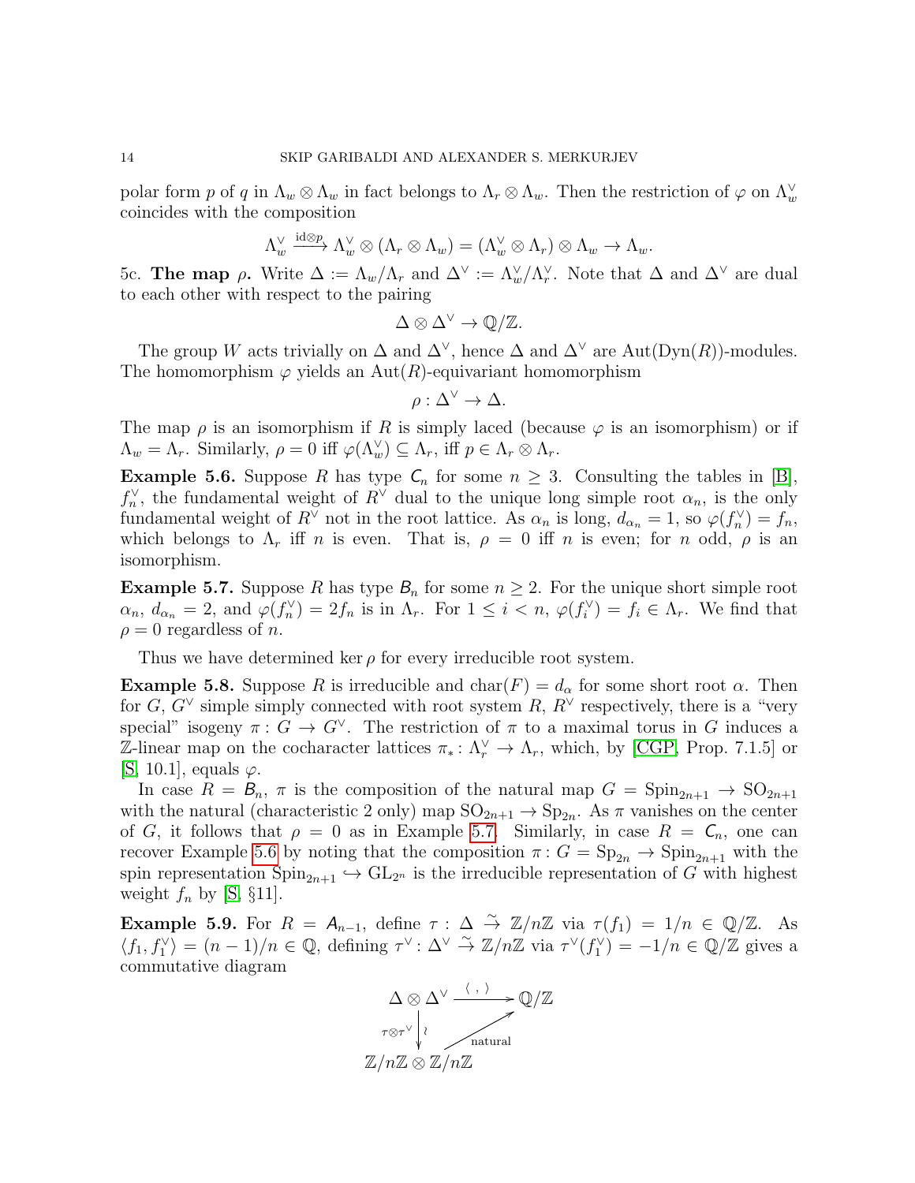polar form $p$ of $q$ in $\Lambda_w \otimes \Lambda_w$ in fact belongs to $\Lambda_r \otimes \Lambda_w$. Then the restriction of $\varphi$ on $\Lambda_w^\vee$ coincides with the composition

$$\Lambda_w^\vee \xrightarrow{\mathrm{id}\otimes p} \Lambda_w^\vee \otimes (\Lambda_r \otimes \Lambda_w) = (\Lambda_w^\vee \otimes \Lambda_r) \otimes \Lambda_w \to \Lambda_w.$$

5c. **The map $\rho$.** Write $\Delta := \Lambda_w/\Lambda_r$ and $\Delta^\vee := \Lambda_w^\vee/\Lambda_r^\vee$. Note that $\Delta$ and $\Delta^\vee$ are dual to each other with respect to the pairing

$$\Delta \otimes \Delta^\vee \to \mathbb{Q}/\mathbb{Z}.$$

The group $W$ acts trivially on $\Delta$ and $\Delta^\vee$, hence $\Delta$ and $\Delta^\vee$ are $\mathrm{Aut}(\mathrm{Dyn}(R))$-modules. The homomorphism $\varphi$ yields an $\mathrm{Aut}(R)$-equivariant homomorphism

$$\rho : \Delta^\vee \to \Delta.$$

The map $\rho$ is an isomorphism if $R$ is simply laced (because $\varphi$ is an isomorphism) or if $\Lambda_w = \Lambda_r$. Similarly, $\rho = 0$ iff $\varphi(\Lambda_w^\vee) \subseteq \Lambda_r$, iff $p \in \Lambda_r \otimes \Lambda_r$.

**Example 5.6.** Suppose $R$ has type $\mathsf{C}_n$ for some $n \geq 3$. Consulting the tables in [B], $f_n^\vee$, the fundamental weight of $R^\vee$ dual to the unique long simple root $\alpha_n$, is the only fundamental weight of $R^\vee$ not in the root lattice. As $\alpha_n$ is long, $d_{\alpha_n} = 1$, so $\varphi(f_n^\vee) = f_n$, which belongs to $\Lambda_r$ iff $n$ is even. That is, $\rho = 0$ iff $n$ is even; for $n$ odd, $\rho$ is an isomorphism.

**Example 5.7.** Suppose $R$ has type $\mathsf{B}_n$ for some $n \geq 2$. For the unique short simple root $\alpha_n$, $d_{\alpha_n} = 2$, and $\varphi(f_n^\vee) = 2f_n$ is in $\Lambda_r$. For $1 \leq i < n$, $\varphi(f_i^\vee) = f_i \in \Lambda_r$. We find that $\rho = 0$ regardless of $n$.

Thus we have determined $\ker \rho$ for every irreducible root system.

**Example 5.8.** Suppose $R$ is irreducible and $\mathrm{char}(F) = d_\alpha$ for some short root $\alpha$. Then for $G$, $G^\vee$ simple simply connected with root system $R$, $R^\vee$ respectively, there is a "very special" isogeny $\pi : G \to G^\vee$. The restriction of $\pi$ to a maximal torus in $G$ induces a $\mathbb{Z}$-linear map on the cocharacter lattices $\pi_* : \Lambda_r^\vee \to \Lambda_r$, which, by [CGP, Prop. 7.1.5] or [S, 10.1], equals $\varphi$.

In case $R = \mathsf{B}_n$, $\pi$ is the composition of the natural map $G = \mathrm{Spin}_{2n+1} \to \mathrm{SO}_{2n+1}$ with the natural (characteristic 2 only) map $\mathrm{SO}_{2n+1} \to \mathrm{Sp}_{2n}$. As $\pi$ vanishes on the center of $G$, it follows that $\rho = 0$ as in Example 5.7. Similarly, in case $R = \mathsf{C}_n$, one can recover Example 5.6 by noting that the composition $\pi : G = \mathrm{Sp}_{2n} \to \mathrm{Spin}_{2n+1}$ with the spin representation $\mathrm{Spin}_{2n+1} \hookrightarrow \mathrm{GL}_{2^n}$ is the irreducible representation of $G$ with highest weight $f_n$ by [S, §11].

**Example 5.9.** For $R = \mathsf{A}_{n-1}$, define $\tau : \Delta \xrightarrow{\sim} \mathbb{Z}/n\mathbb{Z}$ via $\tau(f_1) = 1/n \in \mathbb{Q}/\mathbb{Z}$. As $\langle f_1, f_1^\vee \rangle = (n-1)/n \in \mathbb{Q}$, defining $\tau^\vee : \Delta^\vee \xrightarrow{\sim} \mathbb{Z}/n\mathbb{Z}$ via $\tau^\vee(f_1^\vee) = -1/n \in \mathbb{Q}/\mathbb{Z}$ gives a commutative diagram

$$\begin{array}{ccc}
\Delta \otimes \Delta^\vee & \xrightarrow{\langle\ ,\ \rangle} & \mathbb{Q}/\mathbb{Z} \\
{\scriptstyle \tau\otimes\tau^\vee} \downarrow \wr & \nearrow_{\text{natural}} & \\
\mathbb{Z}/n\mathbb{Z} \otimes \mathbb{Z}/n\mathbb{Z} & &
\end{array}$$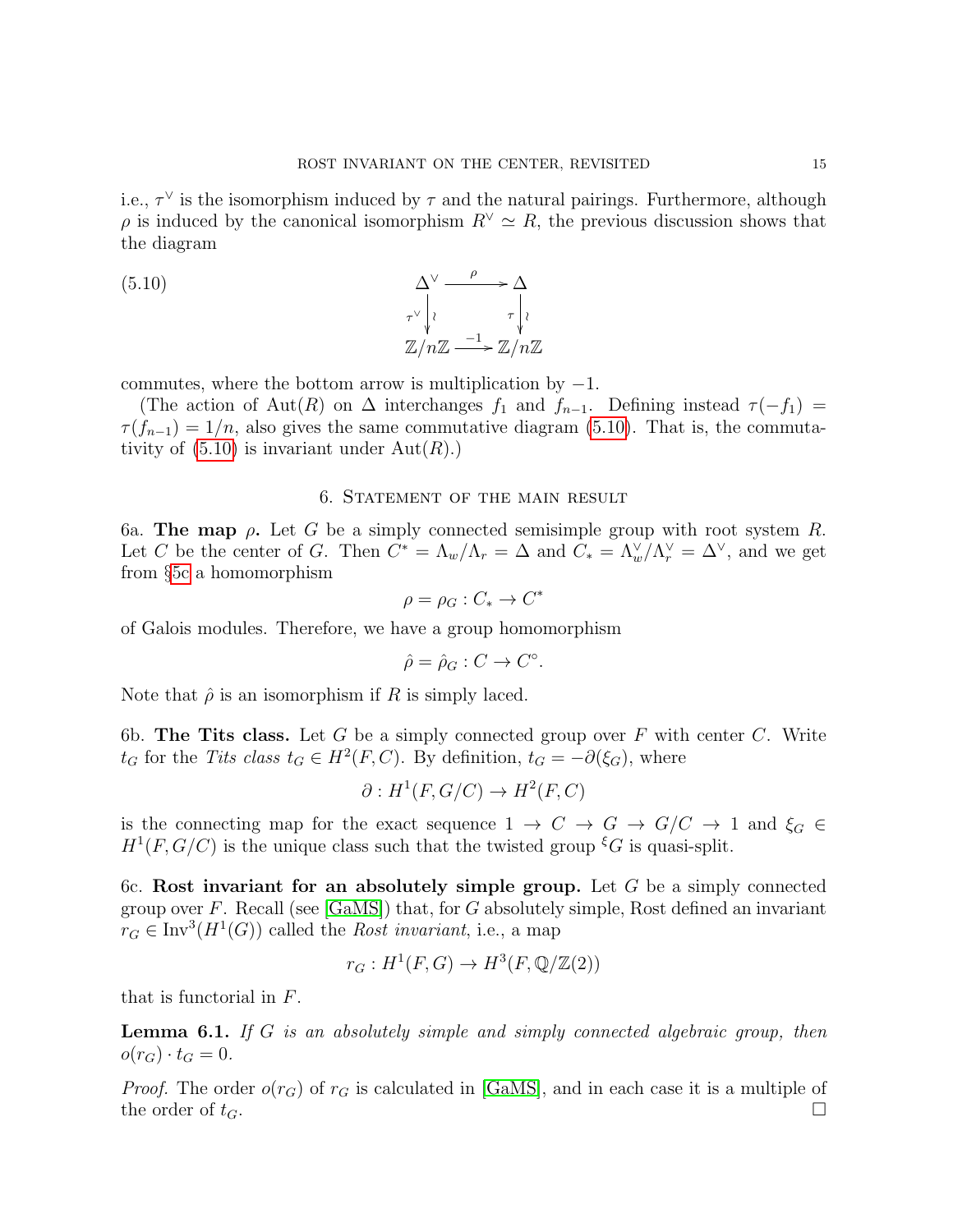i.e., $\tau^\vee$ is the isomorphism induced by $\tau$ and the natural pairings. Furthermore, although $\rho$ is induced by the canonical isomorphism $R^\vee \simeq R$, the previous discussion shows that the diagram

$$\begin{array}{ccc} \Delta^\vee & \xrightarrow{\ \rho\ } & \Delta \\ {\scriptstyle \tau^\vee}\downarrow{\scriptstyle \wr} & & {\scriptstyle \tau}\downarrow{\scriptstyle \wr} \\ \mathbb{Z}/n\mathbb{Z} & \xrightarrow{\ -1\ } & \mathbb{Z}/n\mathbb{Z} \end{array} \tag{5.10}$$

commutes, where the bottom arrow is multiplication by $-1$.

(The action of $\mathrm{Aut}(R)$ on $\Delta$ interchanges $f_1$ and $f_{n-1}$. Defining instead $\tau(-f_1) = \tau(f_{n-1}) = 1/n$, also gives the same commutative diagram (5.10). That is, the commutativity of (5.10) is invariant under $\mathrm{Aut}(R)$.)

## 6. Statement of the main result

6a. **The map $\rho$.** Let $G$ be a simply connected semisimple group with root system $R$. Let $C$ be the center of $G$. Then $C^* = \Lambda_w/\Lambda_r = \Delta$ and $C_* = \Lambda_w^\vee/\Lambda_r^\vee = \Delta^\vee$, and we get from §5c a homomorphism

$$\rho = \rho_G : C_* \to C^*$$

of Galois modules. Therefore, we have a group homomorphism

$$\hat{\rho} = \hat{\rho}_G : C \to C^\circ.$$

Note that $\hat{\rho}$ is an isomorphism if $R$ is simply laced.

6b. **The Tits class.** Let $G$ be a simply connected group over $F$ with center $C$. Write $t_G$ for the *Tits class* $t_G \in H^2(F, C)$. By definition, $t_G = -\partial(\xi_G)$, where

$$\partial : H^1(F, G/C) \to H^2(F, C)$$

is the connecting map for the exact sequence $1 \to C \to G \to G/C \to 1$ and $\xi_G \in H^1(F, G/C)$ is the unique class such that the twisted group ${}^{\xi}G$ is quasi-split.

6c. **Rost invariant for an absolutely simple group.** Let $G$ be a simply connected group over $F$. Recall (see [GaMS]) that, for $G$ absolutely simple, Rost defined an invariant $r_G \in \mathrm{Inv}^3(H^1(G))$ called the *Rost invariant*, i.e., a map

$$r_G : H^1(F, G) \to H^3(F, \mathbb{Q}/\mathbb{Z}(2))$$

that is functorial in $F$.

**Lemma 6.1.** *If $G$ is an absolutely simple and simply connected algebraic group, then $o(r_G) \cdot t_G = 0$.*

*Proof.* The order $o(r_G)$ of $r_G$ is calculated in [GaMS], and in each case it is a multiple of the order of $t_G$. □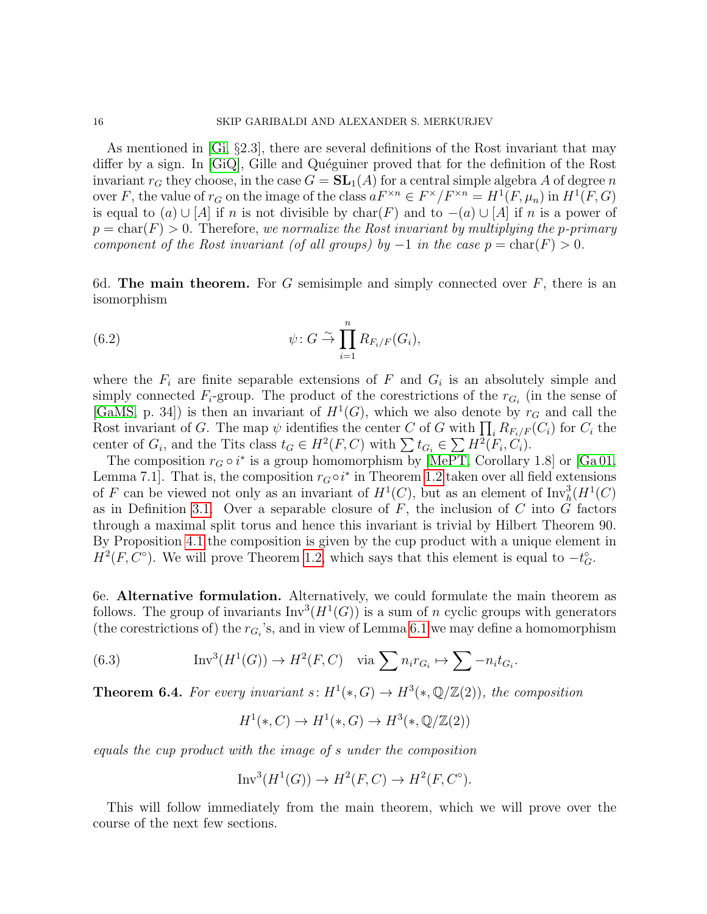As mentioned in [Gi, §2.3], there are several definitions of the Rost invariant that may differ by a sign. In [GiQ], Gille and Quéguiner proved that for the definition of the Rost invariant $r_G$ they choose, in the case $G = \mathbf{SL}_1(A)$ for a central simple algebra $A$ of degree $n$ over $F$, the value of $r_G$ on the image of the class $aF^{\times n} \in F^\times/F^{\times n} = H^1(F, \mu_n)$ in $H^1(F, G)$ is equal to $(a) \cup [A]$ if $n$ is not divisible by $\mathrm{char}(F)$ and to $-(a) \cup [A]$ if $n$ is a power of $p = \mathrm{char}(F) > 0$. Therefore, *we normalize the Rost invariant by multiplying the $p$-primary component of the Rost invariant (of all groups) by $-1$ in the case $p = \mathrm{char}(F) > 0$.*

6d. **The main theorem.** For $G$ semisimple and simply connected over $F$, there is an isomorphism

$$\psi \colon G \xrightarrow{\sim} \prod_{i=1}^{n} R_{F_i/F}(G_i), \tag{6.2}$$

where the $F_i$ are finite separable extensions of $F$ and $G_i$ is an absolutely simple and simply connected $F_i$-group. The product of the corestrictions of the $r_{G_i}$ (in the sense of [GaMS, p. 34]) is then an invariant of $H^1(G)$, which we also denote by $r_G$ and call the Rost invariant of $G$. The map $\psi$ identifies the center $C$ of $G$ with $\prod_i R_{F_i/F}(C_i)$ for $C_i$ the center of $G_i$, and the Tits class $t_G \in H^2(F, C)$ with $\sum t_{G_i} \in \sum H^2(F_i, C_i)$.

The composition $r_G \circ i^*$ is a group homomorphism by [MePT, Corollary 1.8] or [Ga 01, Lemma 7.1]. That is, the composition $r_G \circ i^*$ in Theorem 1.2 taken over all field extensions of $F$ can be viewed not only as an invariant of $H^1(C)$, but as an element of $\mathrm{Inv}^3_h(H^1(C)$ as in Definition 3.1. Over a separable closure of $F$, the inclusion of $C$ into $G$ factors through a maximal split torus and hence this invariant is trivial by Hilbert Theorem 90. By Proposition 4.1 the composition is given by the cup product with a unique element in $H^2(F, C^\circ)$. We will prove Theorem 1.2, which says that this element is equal to $-t^\circ_G$.

6e. **Alternative formulation.** Alternatively, we could formulate the main theorem as follows. The group of invariants $\mathrm{Inv}^3(H^1(G))$ is a sum of $n$ cyclic groups with generators (the corestrictions of) the $r_{G_i}$'s, and in view of Lemma 6.1 we may define a homomorphism

$$\mathrm{Inv}^3(H^1(G)) \to H^2(F, C) \quad \text{via} \sum n_i r_{G_i} \mapsto \sum -n_i t_{G_i}. \tag{6.3}$$

**Theorem 6.4.** *For every invariant $s \colon H^1(*, G) \to H^3(*, \mathbb{Q}/\mathbb{Z}(2))$, the composition*

$$H^1(*, C) \to H^1(*, G) \to H^3(*, \mathbb{Q}/\mathbb{Z}(2))$$

*equals the cup product with the image of $s$ under the composition*

$$\mathrm{Inv}^3(H^1(G)) \to H^2(F, C) \to H^2(F, C^\circ).$$

This will follow immediately from the main theorem, which we will prove over the course of the next few sections.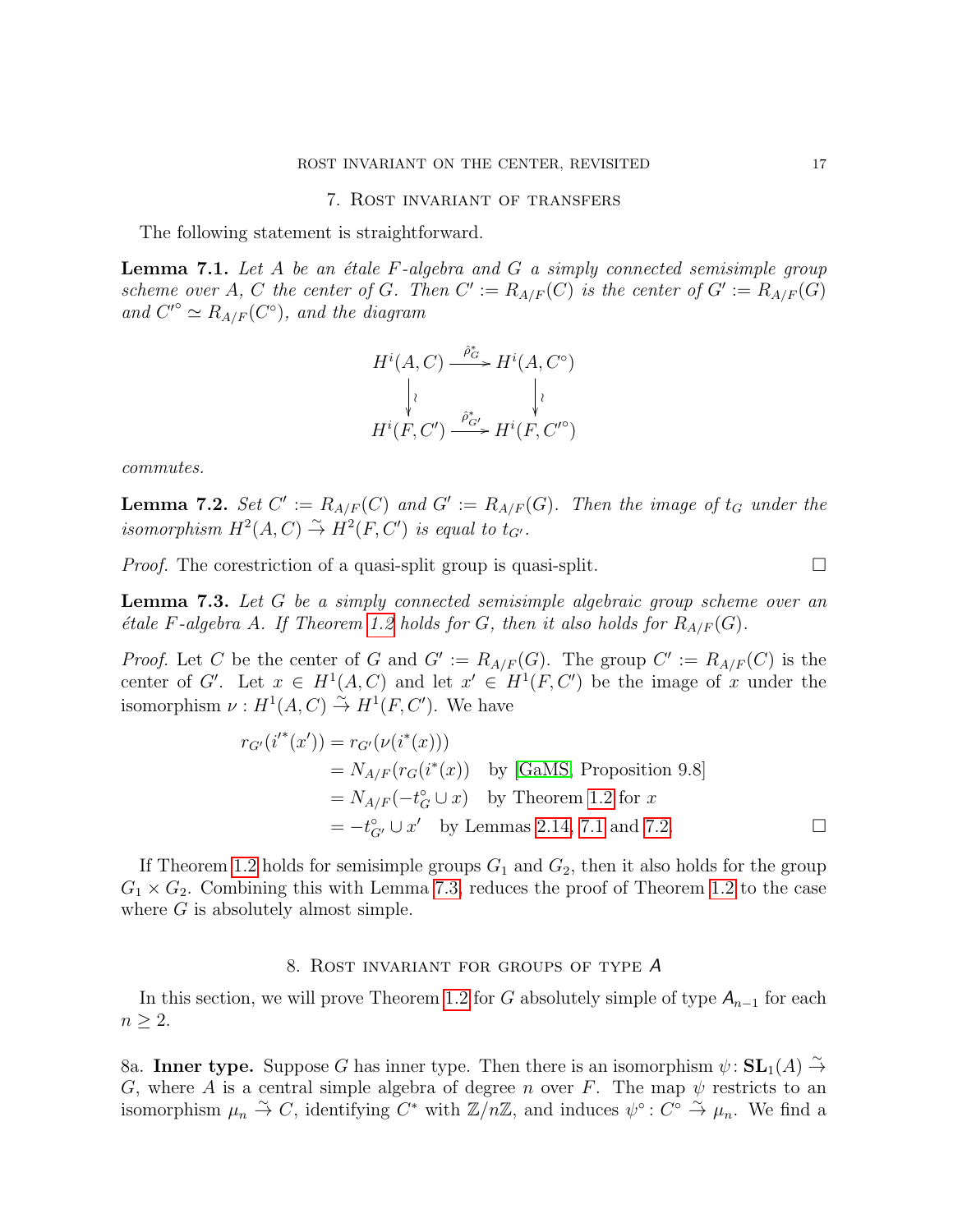## 7. Rost invariant of transfers

The following statement is straightforward.

**Lemma 7.1.** *Let $A$ be an étale $F$-algebra and $G$ a simply connected semisimple group scheme over $A$, $C$ the center of $G$. Then $C' := R_{A/F}(C)$ is the center of $G' := R_{A/F}(G)$ and $C'^{\circ} \simeq R_{A/F}(C^{\circ})$, and the diagram*

$$\begin{array}{ccc} H^i(A, C) & \xrightarrow{\hat{\rho}^*_G} & H^i(A, C^{\circ}) \\ \downarrow \wr & & \downarrow \wr \\ H^i(F, C') & \xrightarrow{\hat{\rho}^*_{G'}} & H^i(F, C'^{\circ}) \end{array}$$

*commutes.*

**Lemma 7.2.** *Set $C' := R_{A/F}(C)$ and $G' := R_{A/F}(G)$. Then the image of $t_G$ under the isomorphism $H^2(A, C) \xrightarrow{\sim} H^2(F, C')$ is equal to $t_{G'}$.*

*Proof.* The corestriction of a quasi-split group is quasi-split. □

**Lemma 7.3.** *Let $G$ be a simply connected semisimple algebraic group scheme over an étale $F$-algebra $A$. If Theorem 1.2 holds for $G$, then it also holds for $R_{A/F}(G)$.*

*Proof.* Let $C$ be the center of $G$ and $G' := R_{A/F}(G)$. The group $C' := R_{A/F}(C)$ is the center of $G'$. Let $x \in H^1(A, C)$ and let $x' \in H^1(F, C')$ be the image of $x$ under the isomorphism $\nu : H^1(A, C) \xrightarrow{\sim} H^1(F, C')$. We have

$$\begin{aligned} r_{G'}(i'^*(x')) &= r_{G'}(\nu(i^*(x))) \\ &= N_{A/F}(r_G(i^*(x)) \quad \text{by [GaMS, Proposition 9.8]} \\ &= N_{A/F}(-t_G^{\circ} \cup x) \quad \text{by Theorem 1.2 for } x \\ &= -t_{G'}^{\circ} \cup x' \quad \text{by Lemmas 2.14, 7.1 and 7.2.} \end{aligned}$$

□

If Theorem 1.2 holds for semisimple groups $G_1$ and $G_2$, then it also holds for the group $G_1 \times G_2$. Combining this with Lemma 7.3, reduces the proof of Theorem 1.2 to the case where $G$ is absolutely almost simple.

## 8. Rost invariant for groups of type $\mathsf{A}$

In this section, we will prove Theorem 1.2 for $G$ absolutely simple of type $\mathsf{A}_{n-1}$ for each $n \geq 2$.

8a. **Inner type.** Suppose $G$ has inner type. Then there is an isomorphism $\psi : \mathbf{SL}_1(A) \xrightarrow{\sim} G$, where $A$ is a central simple algebra of degree $n$ over $F$. The map $\psi$ restricts to an isomorphism $\mu_n \xrightarrow{\sim} C$, identifying $C^*$ with $\mathbb{Z}/n\mathbb{Z}$, and induces $\psi^{\circ} : C^{\circ} \xrightarrow{\sim} \mu_n$. We find a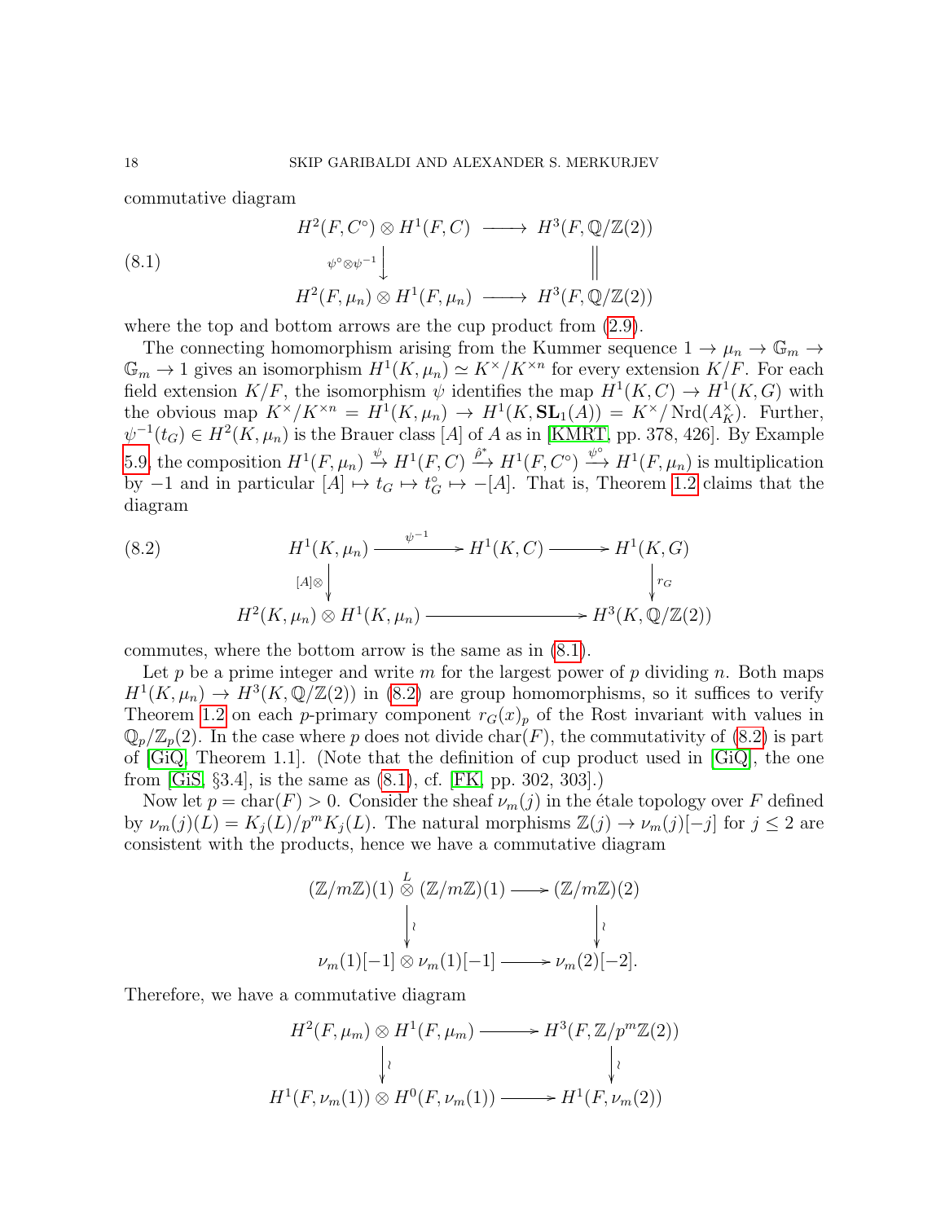commutative diagram

$$
\begin{array}{ccc}
H^2(F, C^\circ) \otimes H^1(F, C) & \longrightarrow & H^3(F, \mathbb{Q}/\mathbb{Z}(2)) \\
\downarrow {\scriptstyle \psi^\circ \otimes \psi^{-1}} & & \| \\
H^2(F, \mu_n) \otimes H^1(F, \mu_n) & \longrightarrow & H^3(F, \mathbb{Q}/\mathbb{Z}(2))
\end{array}
\tag{8.1}
$$

where the top and bottom arrows are the cup product from (2.9).

The connecting homomorphism arising from the Kummer sequence $1 \to \mu_n \to \mathbb{G}_m \to \mathbb{G}_m \to 1$ gives an isomorphism $H^1(K, \mu_n) \simeq K^\times / K^{\times n}$ for every extension $K/F$. For each field extension $K/F$, the isomorphism $\psi$ identifies the map $H^1(K, C) \to H^1(K, G)$ with the obvious map $K^\times / K^{\times n} = H^1(K, \mu_n) \to H^1(K, \mathbf{SL}_1(A)) = K^\times / \operatorname{Nrd}(A_K^\times)$. Further, $\psi^{-1}(t_G) \in H^2(K, \mu_n)$ is the Brauer class $[A]$ of $A$ as in [KMRT, pp. 378, 426]. By Example 5.9, the composition $H^1(F, \mu_n) \xrightarrow{\psi} H^1(F, C) \xrightarrow{\hat{\rho}^*} H^1(F, C^\circ) \xrightarrow{\psi^\circ} H^1(F, \mu_n)$ is multiplication by $-1$ and in particular $[A] \mapsto t_G \mapsto t_G^\circ \mapsto -[A]$. That is, Theorem 1.2 claims that the diagram

$$
\begin{array}{ccccc}
H^1(K, \mu_n) & \xrightarrow{\psi^{-1}} & H^1(K, C) & \longrightarrow & H^1(K, G) \\
\downarrow {\scriptstyle [A]\otimes} & & & & \downarrow {\scriptstyle r_G} \\
H^2(K, \mu_n) \otimes H^1(K, \mu_n) & & \longrightarrow & & H^3(K, \mathbb{Q}/\mathbb{Z}(2))
\end{array}
\tag{8.2}
$$

commutes, where the bottom arrow is the same as in (8.1).

Let $p$ be a prime integer and write $m$ for the largest power of $p$ dividing $n$. Both maps $H^1(K, \mu_n) \to H^3(K, \mathbb{Q}/\mathbb{Z}(2))$ in (8.2) are group homomorphisms, so it suffices to verify Theorem 1.2 on each $p$-primary component $r_G(x)_p$ of the Rost invariant with values in $\mathbb{Q}_p/\mathbb{Z}_p(2)$. In the case where $p$ does not divide $\operatorname{char}(F)$, the commutativity of (8.2) is part of [GiQ, Theorem 1.1]. (Note that the definition of cup product used in [GiQ], the one from [GiS, §3.4], is the same as (8.1), cf. [FK, pp. 302, 303].)

Now let $p = \operatorname{char}(F) > 0$. Consider the sheaf $\nu_m(j)$ in the étale topology over $F$ defined by $\nu_m(j)(L) = K_j(L)/p^m K_j(L)$. The natural morphisms $\mathbb{Z}(j) \to \nu_m(j)[-j]$ for $j \le 2$ are consistent with the products, hence we have a commutative diagram

$$
\begin{array}{ccc}
(\mathbb{Z}/m\mathbb{Z})(1) \overset{L}{\otimes} (\mathbb{Z}/m\mathbb{Z})(1) & \longrightarrow & (\mathbb{Z}/m\mathbb{Z})(2) \\
\downarrow \wr & & \downarrow \wr \\
\nu_m(1)[-1] \otimes \nu_m(1)[-1] & \longrightarrow & \nu_m(2)[-2].
\end{array}
$$

Therefore, we have a commutative diagram

$$
\begin{array}{ccc}
H^2(F, \mu_m) \otimes H^1(F, \mu_m) & \longrightarrow & H^3(F, \mathbb{Z}/p^m\mathbb{Z}(2)) \\
\downarrow \wr & & \downarrow \wr \\
H^1(F, \nu_m(1)) \otimes H^0(F, \nu_m(1)) & \longrightarrow & H^1(F, \nu_m(2))
\end{array}
$$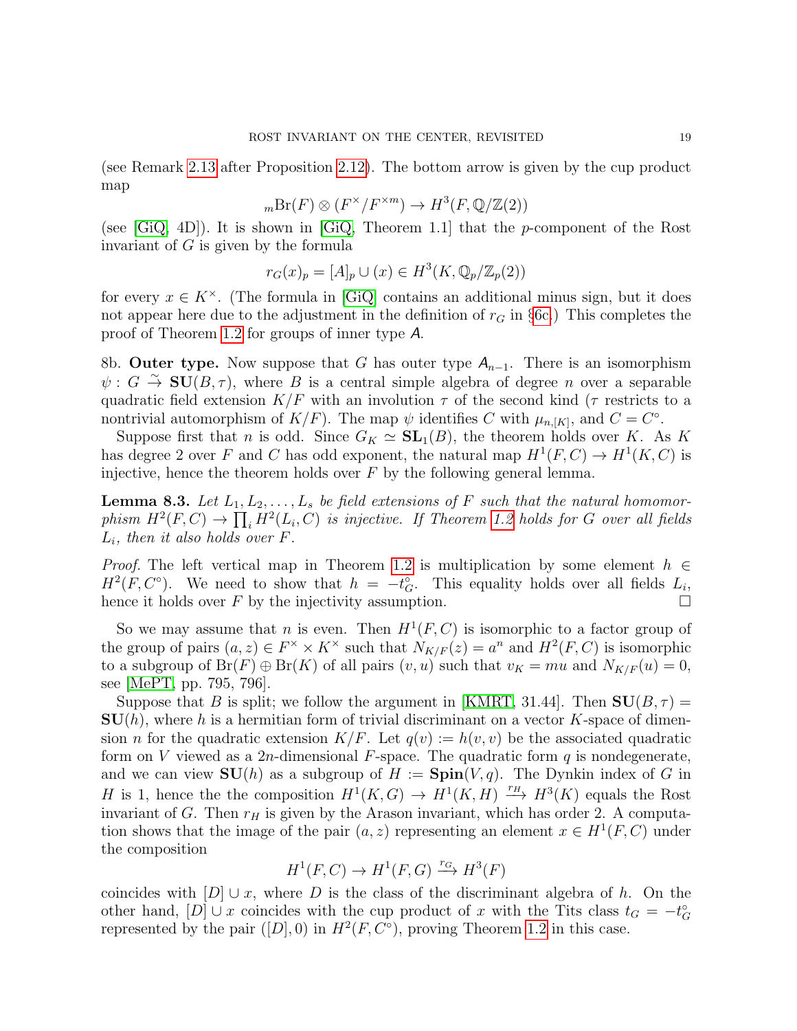(see Remark 2.13 after Proposition 2.12). The bottom arrow is given by the cup product map

$$_m\mathrm{Br}(F) \otimes (F^\times/F^{\times m}) \to H^3(F, \mathbb{Q}/\mathbb{Z}(2))$$

(see [GiQ, 4D]). It is shown in [GiQ, Theorem 1.1] that the $p$-component of the Rost invariant of $G$ is given by the formula

$$r_G(x)_p = [A]_p \cup (x) \in H^3(K, \mathbb{Q}_p/\mathbb{Z}_p(2))$$

for every $x \in K^\times$. (The formula in [GiQ] contains an additional minus sign, but it does not appear here due to the adjustment in the definition of $r_G$ in §6c.) This completes the proof of Theorem 1.2 for groups of inner type $\mathsf{A}$.

8b. **Outer type.** Now suppose that $G$ has outer type $\mathsf{A}_{n-1}$. There is an isomorphism $\psi : G \xrightarrow{\sim} \mathbf{SU}(B, \tau)$, where $B$ is a central simple algebra of degree $n$ over a separable quadratic field extension $K/F$ with an involution $\tau$ of the second kind ($\tau$ restricts to a nontrivial automorphism of $K/F$). The map $\psi$ identifies $C$ with $\mu_{n,[K]}$, and $C = C^\circ$.

Suppose first that $n$ is odd. Since $G_K \simeq \mathbf{SL}_1(B)$, the theorem holds over $K$. As $K$ has degree 2 over $F$ and $C$ has odd exponent, the natural map $H^1(F, C) \to H^1(K, C)$ is injective, hence the theorem holds over $F$ by the following general lemma.

**Lemma 8.3.** *Let $L_1, L_2, \ldots, L_s$ be field extensions of $F$ such that the natural homomorphism $H^2(F, C) \to \prod_i H^2(L_i, C)$ is injective. If Theorem 1.2 holds for $G$ over all fields $L_i$, then it also holds over $F$.*

*Proof.* The left vertical map in Theorem 1.2 is multiplication by some element $h \in H^2(F, C^\circ)$. We need to show that $h = -t_G^\circ$. This equality holds over all fields $L_i$, hence it holds over $F$ by the injectivity assumption. □

So we may assume that $n$ is even. Then $H^1(F, C)$ is isomorphic to a factor group of the group of pairs $(a, z) \in F^\times \times K^\times$ such that $N_{K/F}(z) = a^n$ and $H^2(F, C)$ is isomorphic to a subgroup of $\mathrm{Br}(F) \oplus \mathrm{Br}(K)$ of all pairs $(v, u)$ such that $v_K = mu$ and $N_{K/F}(u) = 0$, see [MePT, pp. 795, 796].

Suppose that $B$ is split; we follow the argument in [KMRT, 31.44]. Then $\mathbf{SU}(B, \tau) = \mathbf{SU}(h)$, where $h$ is a hermitian form of trivial discriminant on a vector $K$-space of dimension $n$ for the quadratic extension $K/F$. Let $q(v) := h(v, v)$ be the associated quadratic form on $V$ viewed as a $2n$-dimensional $F$-space. The quadratic form $q$ is nondegenerate, and we can view $\mathbf{SU}(h)$ as a subgroup of $H := \mathbf{Spin}(V, q)$. The Dynkin index of $G$ in $H$ is 1, hence the the composition $H^1(K, G) \to H^1(K, H) \xrightarrow{r_H} H^3(K)$ equals the Rost invariant of $G$. Then $r_H$ is given by the Arason invariant, which has order 2. A computation shows that the image of the pair $(a, z)$ representing an element $x \in H^1(F, C)$ under the composition

$$H^1(F, C) \to H^1(F, G) \xrightarrow{r_G} H^3(F)$$

coincides with $[D] \cup x$, where $D$ is the class of the discriminant algebra of $h$. On the other hand, $[D] \cup x$ coincides with the cup product of $x$ with the Tits class $t_G = -t_G^\circ$ represented by the pair $([D], 0)$ in $H^2(F, C^\circ)$, proving Theorem 1.2 in this case.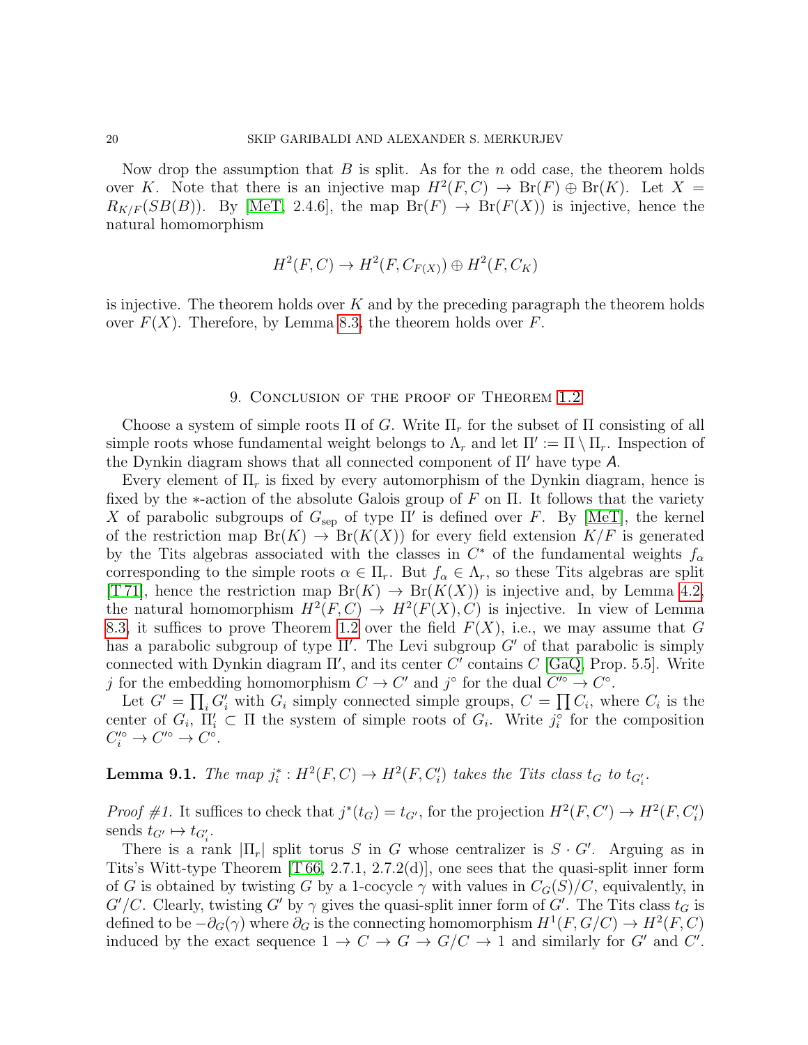Now drop the assumption that $B$ is split. As for the $n$ odd case, the theorem holds over $K$. Note that there is an injective map $H^2(F, C) \to \mathrm{Br}(F) \oplus \mathrm{Br}(K)$. Let $X = R_{K/F}(SB(B))$. By [MeT, 2.4.6], the map $\mathrm{Br}(F) \to \mathrm{Br}(F(X))$ is injective, hence the natural homomorphism

$$H^2(F, C) \to H^2(F, C_{F(X)}) \oplus H^2(F, C_K)$$

is injective. The theorem holds over $K$ and by the preceding paragraph the theorem holds over $F(X)$. Therefore, by Lemma 8.3, the theorem holds over $F$.

## 9. Conclusion of the proof of Theorem 1.2

Choose a system of simple roots $\Pi$ of $G$. Write $\Pi_r$ for the subset of $\Pi$ consisting of all simple roots whose fundamental weight belongs to $\Lambda_r$ and let $\Pi' := \Pi \setminus \Pi_r$. Inspection of the Dynkin diagram shows that all connected component of $\Pi'$ have type $\mathsf{A}$.

Every element of $\Pi_r$ is fixed by every automorphism of the Dynkin diagram, hence is fixed by the $*$-action of the absolute Galois group of $F$ on $\Pi$. It follows that the variety $X$ of parabolic subgroups of $G_{\mathrm{sep}}$ of type $\Pi'$ is defined over $F$. By [MeT], the kernel of the restriction map $\mathrm{Br}(K) \to \mathrm{Br}(K(X))$ for every field extension $K/F$ is generated by the Tits algebras associated with the classes in $C^*$ of the fundamental weights $f_\alpha$ corresponding to the simple roots $\alpha \in \Pi_r$. But $f_\alpha \in \Lambda_r$, so these Tits algebras are split [T 71], hence the restriction map $\mathrm{Br}(K) \to \mathrm{Br}(K(X))$ is injective and, by Lemma 4.2, the natural homomorphism $H^2(F, C) \to H^2(F(X), C)$ is injective. In view of Lemma 8.3, it suffices to prove Theorem 1.2 over the field $F(X)$, i.e., we may assume that $G$ has a parabolic subgroup of type $\Pi'$. The Levi subgroup $G'$ of that parabolic is simply connected with Dynkin diagram $\Pi'$, and its center $C'$ contains $C$ [GaQ, Prop. 5.5]. Write $j$ for the embedding homomorphism $C \to C'$ and $j^\circ$ for the dual $C'^\circ \to C^\circ$.

Let $G' = \prod_i G'_i$ with $G_i$ simply connected simple groups, $C = \prod C_i$, where $C_i$ is the center of $G_i$, $\Pi'_i \subset \Pi$ the system of simple roots of $G_i$. Write $j_i^\circ$ for the composition $C_i'^\circ \to C'^\circ \to C^\circ$.

**Lemma 9.1.** *The map $j_i^* : H^2(F, C) \to H^2(F, C'_i)$ takes the Tits class $t_G$ to $t_{G'_i}$.*

*Proof #1.* It suffices to check that $j^*(t_G) = t_{G'}$, for the projection $H^2(F, C') \to H^2(F, C'_i)$ sends $t_{G'} \mapsto t_{G'_i}$.

There is a rank $|\Pi_r|$ split torus $S$ in $G$ whose centralizer is $S \cdot G'$. Arguing as in Tits's Witt-type Theorem [T 66, 2.7.1, 2.7.2(d)], one sees that the quasi-split inner form of $G$ is obtained by twisting $G$ by a 1-cocycle $\gamma$ with values in $C_G(S)/C$, equivalently, in $G'/C$. Clearly, twisting $G'$ by $\gamma$ gives the quasi-split inner form of $G'$. The Tits class $t_G$ is defined to be $-\partial_G(\gamma)$ where $\partial_G$ is the connecting homomorphism $H^1(F, G/C) \to H^2(F, C)$ induced by the exact sequence $1 \to C \to G \to G/C \to 1$ and similarly for $G'$ and $C'$.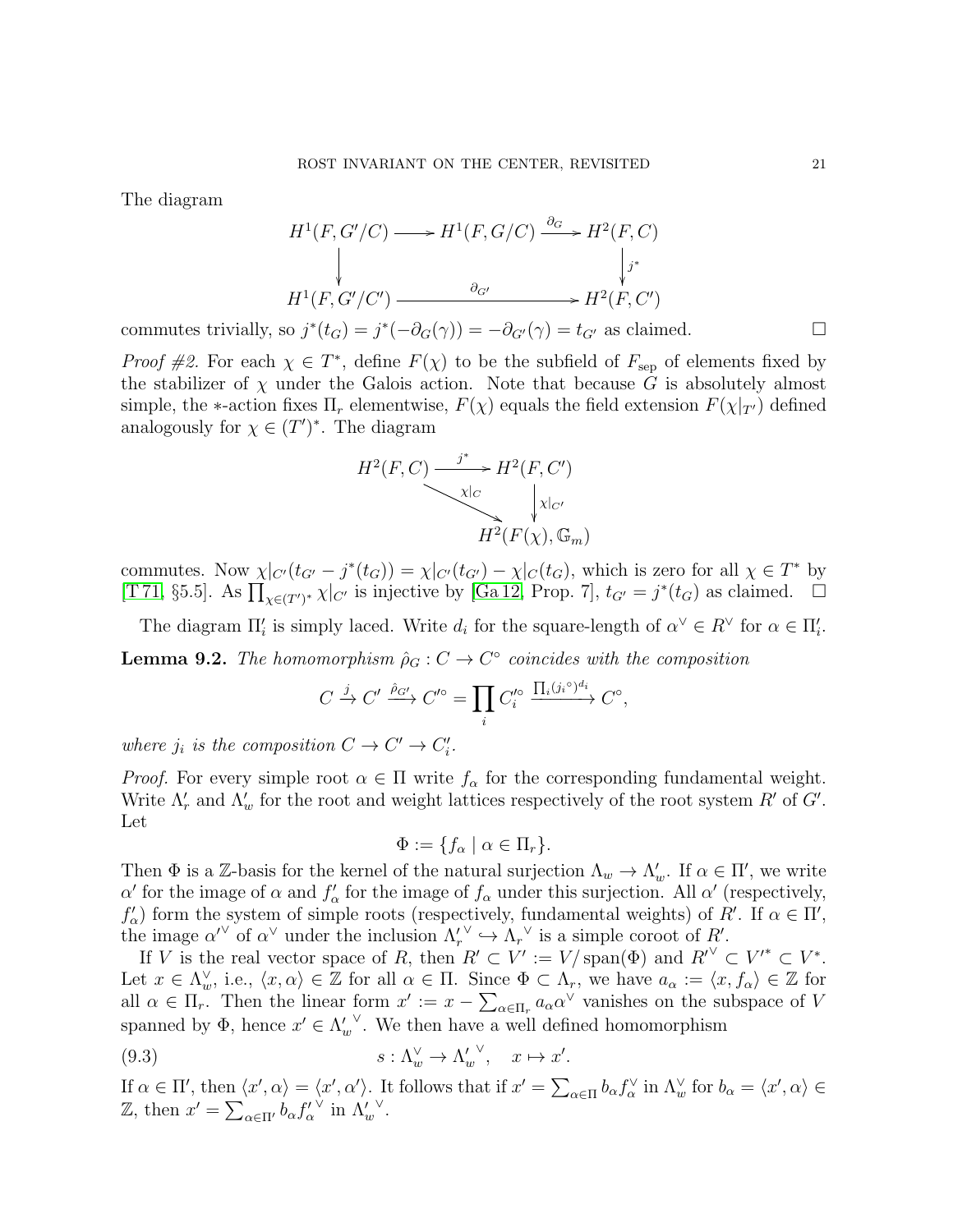The diagram

$$
\begin{array}{ccccc}
H^1(F, G'/C) & \longrightarrow & H^1(F, G/C) & \xrightarrow{\partial_G} & H^2(F, C) \\
\downarrow & & & & \downarrow{\scriptstyle j^*} \\
H^1(F, G'/C') & & \xrightarrow{\quad\partial_{G'}\quad} & & H^2(F, C')
\end{array}
$$

commutes trivially, so $j^*(t_G) = j^*(-\partial_G(\gamma)) = -\partial_{G'}(\gamma) = t_{G'}$ as claimed. $\square$

*Proof #2.* For each $\chi \in T^*$, define $F(\chi)$ to be the subfield of $F_{\text{sep}}$ of elements fixed by the stabilizer of $\chi$ under the Galois action. Note that because $G$ is absolutely almost simple, the $*$-action fixes $\Pi_r$ elementwise, $F(\chi)$ equals the field extension $F(\chi|_{T'})$ defined analogously for $\chi \in (T')^*$. The diagram

$$
\begin{array}{ccc}
H^2(F, C) & \xrightarrow{j^*} & H^2(F, C') \\
& \searrow{\scriptstyle \chi|_C} & \downarrow{\scriptstyle \chi|_{C'}} \\
& & H^2(F(\chi), \mathbb{G}_m)
\end{array}
$$

commutes. Now $\chi|_{C'}(t_{G'} - j^*(t_G)) = \chi|_{C'}(t_{G'}) - \chi|_C(t_G)$, which is zero for all $\chi \in T^*$ by [T 71, §5.5]. As $\prod_{\chi \in (T')^*} \chi|_{C'}$ is injective by [Ga 12, Prop. 7], $t_{G'} = j^*(t_G)$ as claimed. $\square$

The diagram $\Pi'_i$ is simply laced. Write $d_i$ for the square-length of $\alpha^\vee \in R^\vee$ for $\alpha \in \Pi'_i$.

**Lemma 9.2.** *The homomorphism $\hat{\rho}_G : C \to C^\circ$ coincides with the composition*

$$C \xrightarrow{j} C' \xrightarrow{\hat{\rho}_{G'}} C'^\circ = \prod_i C_i'^\circ \xrightarrow{\prod_i (j_i{}^\circ)^{d_i}} C^\circ,$$

*where $j_i$ is the composition $C \to C' \to C'_i$.*

*Proof.* For every simple root $\alpha \in \Pi$ write $f_\alpha$ for the corresponding fundamental weight. Write $\Lambda'_r$ and $\Lambda'_w$ for the root and weight lattices respectively of the root system $R'$ of $G'$. Let

$$\Phi := \{ f_\alpha \mid \alpha \in \Pi_r \}.$$

Then $\Phi$ is a $\mathbb{Z}$-basis for the kernel of the natural surjection $\Lambda_w \to \Lambda'_w$. If $\alpha \in \Pi'$, we write $\alpha'$ for the image of $\alpha$ and $f'_\alpha$ for the image of $f_\alpha$ under this surjection. All $\alpha'$ (respectively, $f'_\alpha$) form the system of simple roots (respectively, fundamental weights) of $R'$. If $\alpha \in \Pi'$, the image $\alpha'^\vee$ of $\alpha^\vee$ under the inclusion ${\Lambda'_r}^\vee \hookrightarrow {\Lambda_r}^\vee$ is a simple coroot of $R'$.

If $V$ is the real vector space of $R$, then $R' \subset V' := V/\operatorname{span}(\Phi)$ and $R'^\vee \subset V'^* \subset V^*$. Let $x \in \Lambda_w^\vee$, i.e., $\langle x, \alpha \rangle \in \mathbb{Z}$ for all $\alpha \in \Pi$. Since $\Phi \subset \Lambda_r$, we have $a_\alpha := \langle x, f_\alpha \rangle \in \mathbb{Z}$ for all $\alpha \in \Pi_r$. Then the linear form $x' := x - \sum_{\alpha \in \Pi_r} a_\alpha \alpha^\vee$ vanishes on the subspace of $V$ spanned by $\Phi$, hence $x' \in {\Lambda'_w}^\vee$. We then have a well defined homomorphism

$$s : \Lambda_w^\vee \to {\Lambda'_w}^\vee, \quad x \mapsto x'. \tag{9.3}$$

If $\alpha \in \Pi'$, then $\langle x', \alpha \rangle = \langle x', \alpha' \rangle$. It follows that if $x' = \sum_{\alpha \in \Pi} b_\alpha f_\alpha^\vee$ in $\Lambda_w^\vee$ for $b_\alpha = \langle x', \alpha \rangle \in \mathbb{Z}$, then $x' = \sum_{\alpha \in \Pi'} b_\alpha {f'_\alpha}^\vee$ in ${\Lambda'_w}^\vee$.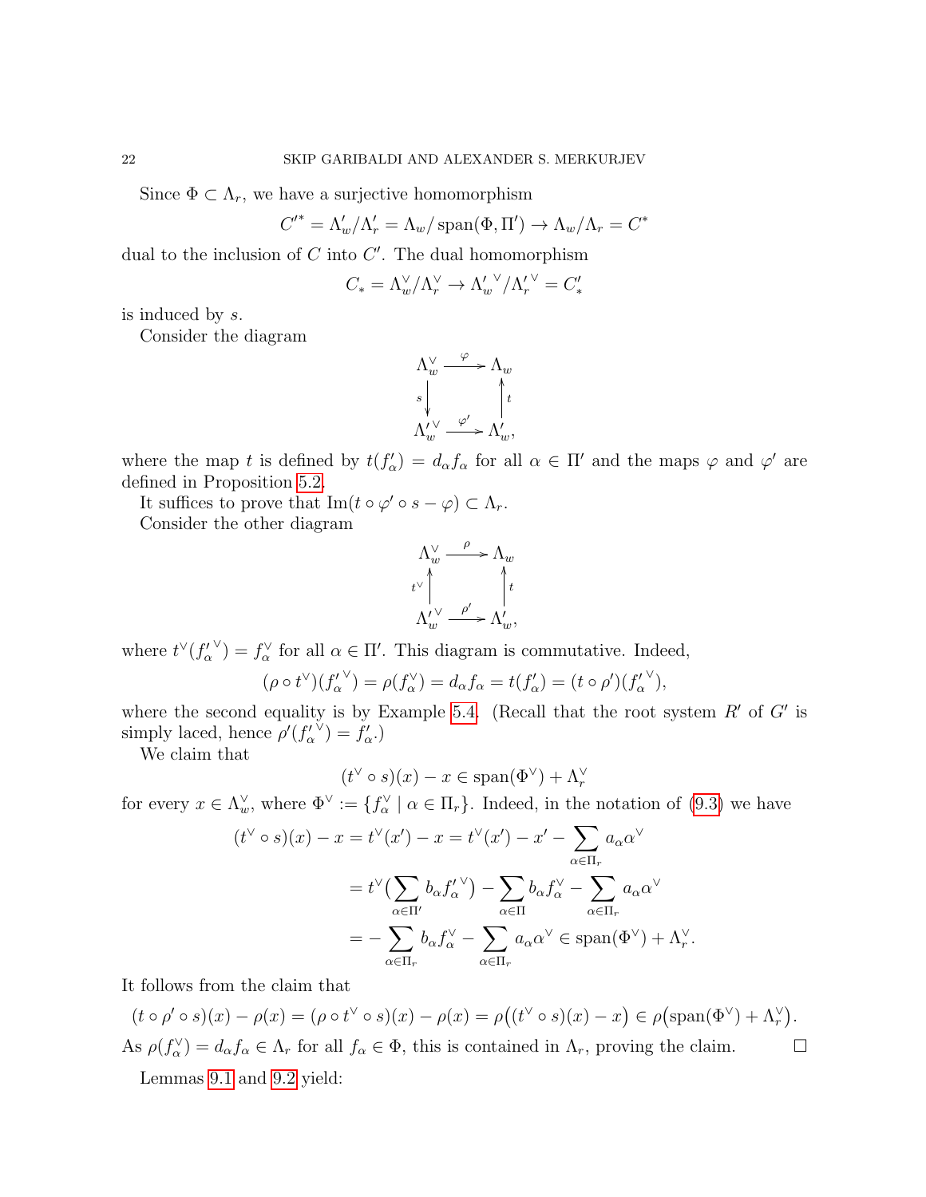Since $\Phi \subset \Lambda_r$, we have a surjective homomorphism

$$C'^* = \Lambda'_w/\Lambda'_r = \Lambda_w/\operatorname{span}(\Phi, \Pi') \to \Lambda_w/\Lambda_r = C^*$$

dual to the inclusion of $C$ into $C'$. The dual homomorphism

$$C_* = \Lambda_w^\vee/\Lambda_r^\vee \to {\Lambda'_w}^\vee/{\Lambda'_r}^\vee = C'_*$$

is induced by $s$.

Consider the diagram

$$\begin{array}{ccc} \Lambda_w^\vee & \xrightarrow{\varphi} & \Lambda_w \\ {\scriptstyle s}\downarrow & & \uparrow{\scriptstyle t} \\ {\Lambda'_w}^\vee & \xrightarrow{\varphi'} & \Lambda'_w, \end{array}$$

where the map $t$ is defined by $t(f'_\alpha) = d_\alpha f_\alpha$ for all $\alpha \in \Pi'$ and the maps $\varphi$ and $\varphi'$ are defined in Proposition 5.2.

It suffices to prove that $\operatorname{Im}(t \circ \varphi' \circ s - \varphi) \subset \Lambda_r$.

Consider the other diagram

$$\begin{array}{ccc} \Lambda_w^\vee & \xrightarrow{\rho} & \Lambda_w \\ {\scriptstyle t^\vee}\uparrow & & \uparrow{\scriptstyle t} \\ {\Lambda'_w}^\vee & \xrightarrow{\rho'} & \Lambda'_w, \end{array}$$

where $t^\vee({f'_\alpha}^\vee) = f_\alpha^\vee$ for all $\alpha \in \Pi'$. This diagram is commutative. Indeed,

$$(\rho \circ t^\vee)({f'_\alpha}^\vee) = \rho(f_\alpha^\vee) = d_\alpha f_\alpha = t(f'_\alpha) = (t \circ \rho')({f'_\alpha}^\vee),$$

where the second equality is by Example 5.4. (Recall that the root system $R'$ of $G'$ is simply laced, hence $\rho'({f'_\alpha}^\vee) = f'_\alpha$.)

We claim that

$$(t^\vee \circ s)(x) - x \in \operatorname{span}(\Phi^\vee) + \Lambda_r^\vee$$

for every $x \in \Lambda_w^\vee$, where $\Phi^\vee := \{f_\alpha^\vee \mid \alpha \in \Pi_r\}$. Indeed, in the notation of (9.3) we have

$$\begin{aligned}
(t^\vee \circ s)(x) - x = t^\vee(x') - x &= t^\vee(x') - x' - \sum_{\alpha \in \Pi_r} a_\alpha \alpha^\vee \\
&= t^\vee\big(\sum_{\alpha \in \Pi'} b_\alpha {f'_\alpha}^\vee\big) - \sum_{\alpha \in \Pi} b_\alpha f_\alpha^\vee - \sum_{\alpha \in \Pi_r} a_\alpha \alpha^\vee \\
&= -\sum_{\alpha \in \Pi_r} b_\alpha f_\alpha^\vee - \sum_{\alpha \in \Pi_r} a_\alpha \alpha^\vee \in \operatorname{span}(\Phi^\vee) + \Lambda_r^\vee.
\end{aligned}$$

It follows from the claim that

$$(t \circ \rho' \circ s)(x) - \rho(x) = (\rho \circ t^\vee \circ s)(x) - \rho(x) = \rho\big((t^\vee \circ s)(x) - x\big) \in \rho\big(\operatorname{span}(\Phi^\vee) + \Lambda_r^\vee\big).$$

As $\rho(f_\alpha^\vee) = d_\alpha f_\alpha \in \Lambda_r$ for all $f_\alpha \in \Phi$, this is contained in $\Lambda_r$, proving the claim. $\square$

Lemmas 9.1 and 9.2 yield: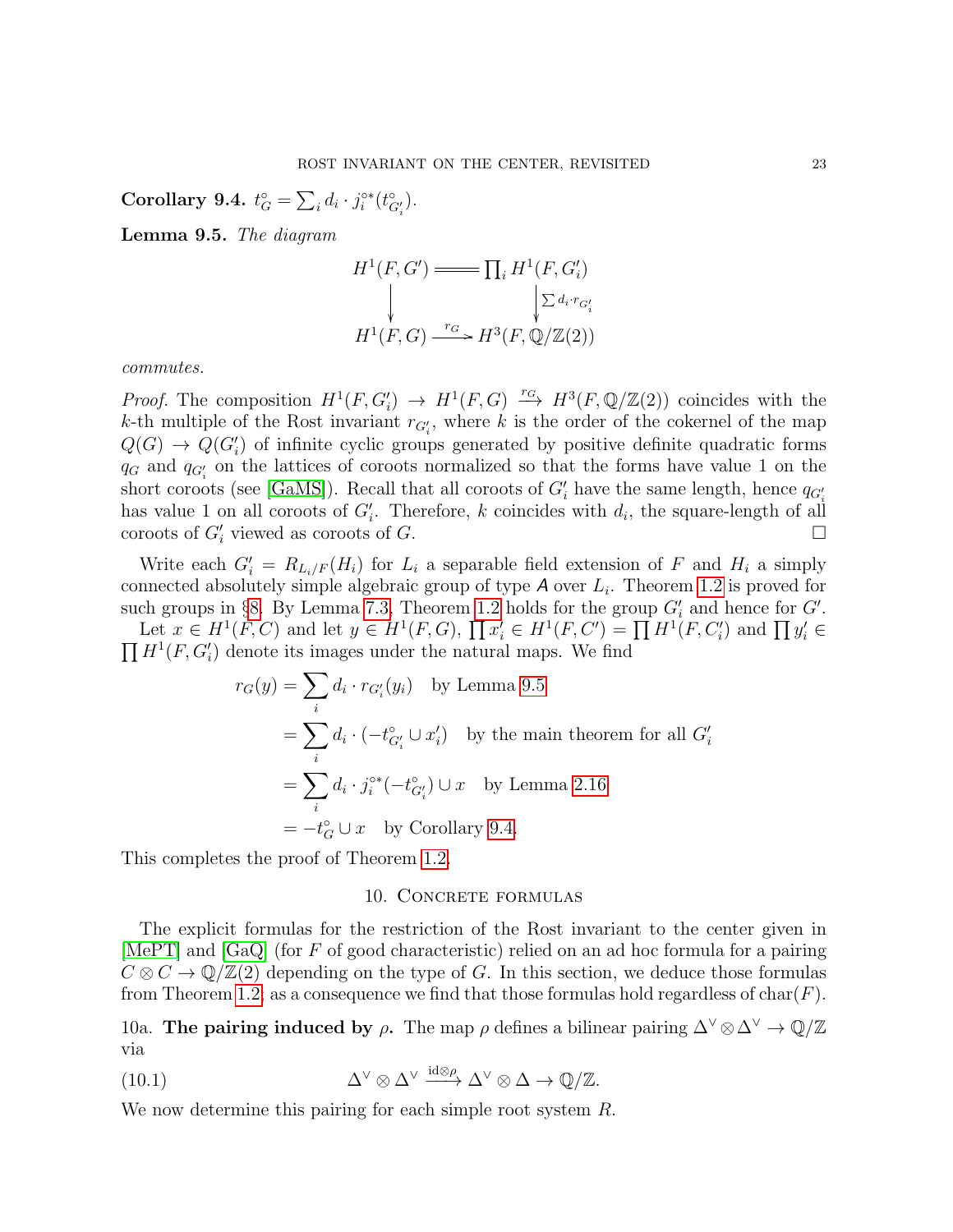**Corollary 9.4.** $t^\circ_G = \sum_i d_i \cdot j_i^{\circ *}(t^\circ_{G'_i})$.

**Lemma 9.5.** *The diagram*

$$\begin{array}{ccc} H^1(F, G') & = & \prod_i H^1(F, G'_i) \\ \downarrow & & \downarrow {\scriptstyle \sum d_i \cdot r_{G'_i}} \\ H^1(F, G) & \xrightarrow{r_G} & H^3(F, \mathbb{Q}/\mathbb{Z}(2)) \end{array}$$

*commutes.*

*Proof.* The composition $H^1(F, G'_i) \to H^1(F, G) \xrightarrow{r_G} H^3(F, \mathbb{Q}/\mathbb{Z}(2))$ coincides with the $k$-th multiple of the Rost invariant $r_{G'_i}$, where $k$ is the order of the cokernel of the map $Q(G) \to Q(G'_i)$ of infinite cyclic groups generated by positive definite quadratic forms $q_G$ and $q_{G'_i}$ on the lattices of coroots normalized so that the forms have value 1 on the short coroots (see [GaMS]). Recall that all coroots of $G'_i$ have the same length, hence $q_{G'_i}$ has value 1 on all coroots of $G'_i$. Therefore, $k$ coincides with $d_i$, the square-length of all coroots of $G'_i$ viewed as coroots of $G$. □

Write each $G'_i = R_{L_i/F}(H_i)$ for $L_i$ a separable field extension of $F$ and $H_i$ a simply connected absolutely simple algebraic group of type $\mathsf{A}$ over $L_i$. Theorem 1.2 is proved for such groups in §8. By Lemma 7.3, Theorem 1.2 holds for the group $G'_i$ and hence for $G'$.

Let $x \in H^1(F, C)$ and let $y \in H^1(F, G)$, $\prod x'_i \in H^1(F, C') = \prod H^1(F, C'_i)$ and $\prod y'_i \in \prod H^1(F, G'_i)$ denote its images under the natural maps. We find

$$\begin{aligned} r_G(y) &= \sum_i d_i \cdot r_{G'_i}(y_i) \quad \text{by Lemma 9.5} \\ &= \sum_i d_i \cdot (-t^\circ_{G'_i} \cup x'_i) \quad \text{by the main theorem for all } G'_i \\ &= \sum_i d_i \cdot j_i^{\circ *}(-t^\circ_{G'_i}) \cup x \quad \text{by Lemma 2.16} \\ &= -t^\circ_G \cup x \quad \text{by Corollary 9.4.} \end{aligned}$$

This completes the proof of Theorem 1.2.

## 10. Concrete formulas

The explicit formulas for the restriction of the Rost invariant to the center given in [MePT] and [GaQ] (for $F$ of good characteristic) relied on an ad hoc formula for a pairing $C \otimes C \to \mathbb{Q}/\mathbb{Z}(2)$ depending on the type of $G$. In this section, we deduce those formulas from Theorem 1.2; as a consequence we find that those formulas hold regardless of $\mathrm{char}(F)$.

10a. **The pairing induced by $\rho$.** The map $\rho$ defines a bilinear pairing $\Delta^\vee \otimes \Delta^\vee \to \mathbb{Q}/\mathbb{Z}$ via

$$\Delta^\vee \otimes \Delta^\vee \xrightarrow{\mathrm{id} \otimes \rho} \Delta^\vee \otimes \Delta \to \mathbb{Q}/\mathbb{Z}. \tag{10.1}$$

We now determine this pairing for each simple root system $R$.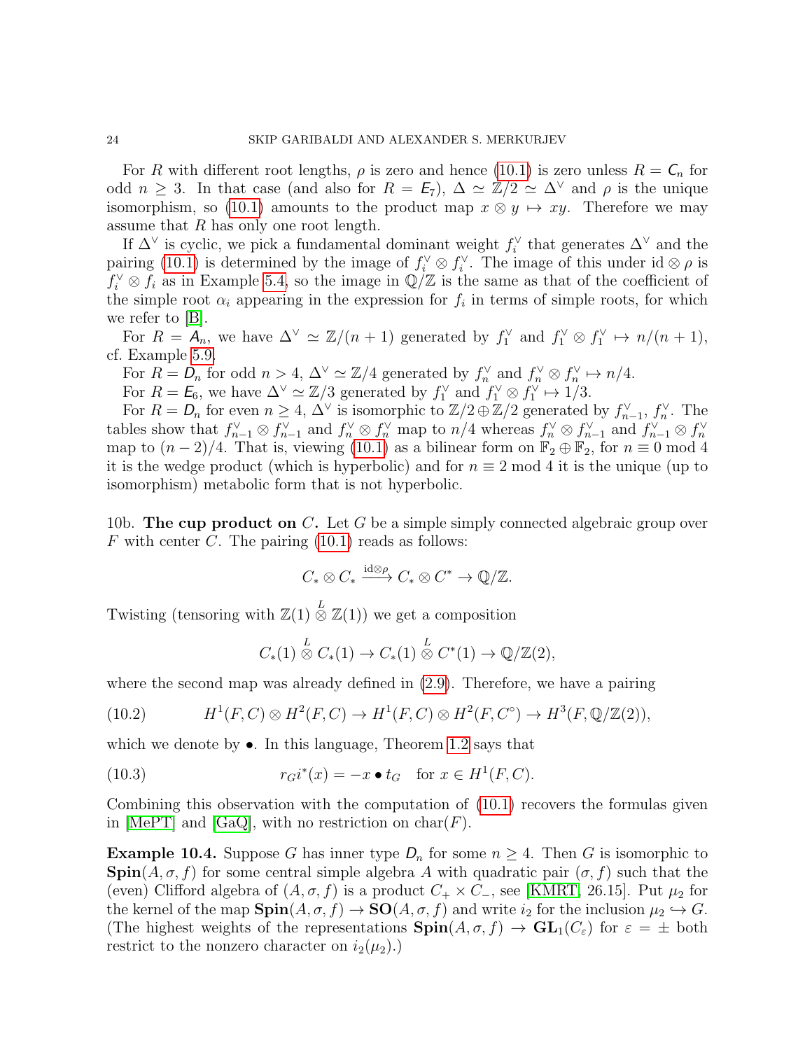For $R$ with different root lengths, $\rho$ is zero and hence (10.1) is zero unless $R = \mathsf{C}_n$ for odd $n \geq 3$. In that case (and also for $R = \mathsf{E}_7$), $\Delta \simeq \mathbb{Z}/2 \simeq \Delta^\vee$ and $\rho$ is the unique isomorphism, so (10.1) amounts to the product map $x \otimes y \mapsto xy$. Therefore we may assume that $R$ has only one root length.

If $\Delta^\vee$ is cyclic, we pick a fundamental dominant weight $f_i^\vee$ that generates $\Delta^\vee$ and the pairing (10.1) is determined by the image of $f_i^\vee \otimes f_i^\vee$. The image of this under $\mathrm{id} \otimes \rho$ is $f_i^\vee \otimes f_i$ as in Example 5.4, so the image in $\mathbb{Q}/\mathbb{Z}$ is the same as that of the coefficient of the simple root $\alpha_i$ appearing in the expression for $f_i$ in terms of simple roots, for which we refer to [B].

For $R = \mathsf{A}_n$, we have $\Delta^\vee \simeq \mathbb{Z}/(n+1)$ generated by $f_1^\vee$ and $f_1^\vee \otimes f_1^\vee \mapsto n/(n+1)$, cf. Example 5.9.

For $R = \mathsf{D}_n$ for odd $n > 4$, $\Delta^\vee \simeq \mathbb{Z}/4$ generated by $f_n^\vee$ and $f_n^\vee \otimes f_n^\vee \mapsto n/4$.

For $R = \mathsf{E}_6$, we have $\Delta^\vee \simeq \mathbb{Z}/3$ generated by $f_1^\vee$ and $f_1^\vee \otimes f_1^\vee \mapsto 1/3$.

For $R = \mathsf{D}_n$ for even $n \geq 4$, $\Delta^\vee$ is isomorphic to $\mathbb{Z}/2 \oplus \mathbb{Z}/2$ generated by $f_{n-1}^\vee$, $f_n^\vee$. The tables show that $f_{n-1}^\vee \otimes f_{n-1}^\vee$ and $f_n^\vee \otimes f_n^\vee$ map to $n/4$ whereas $f_n^\vee \otimes f_{n-1}^\vee$ and $f_{n-1}^\vee \otimes f_n^\vee$ map to $(n-2)/4$. That is, viewing (10.1) as a bilinear form on $\mathbb{F}_2 \oplus \mathbb{F}_2$, for $n \equiv 0 \bmod 4$ it is the wedge product (which is hyperbolic) and for $n \equiv 2 \bmod 4$ it is the unique (up to isomorphism) metabolic form that is not hyperbolic.

10b. **The cup product on $C$.** Let $G$ be a simple simply connected algebraic group over $F$ with center $C$. The pairing (10.1) reads as follows:

$$C_* \otimes C_* \xrightarrow{\mathrm{id} \otimes \rho} C_* \otimes C^* \to \mathbb{Q}/\mathbb{Z}.$$

Twisting (tensoring with $\mathbb{Z}(1) \overset{L}{\otimes} \mathbb{Z}(1)$) we get a composition

$$C_*(1) \overset{L}{\otimes} C_*(1) \to C_*(1) \overset{L}{\otimes} C^*(1) \to \mathbb{Q}/\mathbb{Z}(2),$$

where the second map was already defined in (2.9). Therefore, we have a pairing

$$H^1(F, C) \otimes H^2(F, C) \to H^1(F, C) \otimes H^2(F, C^\circ) \to H^3(F, \mathbb{Q}/\mathbb{Z}(2)), \tag{10.2}$$

which we denote by $\bullet$. In this language, Theorem 1.2 says that

$$r_G i^*(x) = -x \bullet t_G \quad \text{for } x \in H^1(F, C). \tag{10.3}$$

Combining this observation with the computation of (10.1) recovers the formulas given in [MePT] and [GaQ], with no restriction on $\mathrm{char}(F)$.

**Example 10.4.** Suppose $G$ has inner type $\mathsf{D}_n$ for some $n \geq 4$. Then $G$ is isomorphic to $\mathbf{Spin}(A, \sigma, f)$ for some central simple algebra $A$ with quadratic pair $(\sigma, f)$ such that the (even) Clifford algebra of $(A, \sigma, f)$ is a product $C_+ \times C_-$, see [KMRT, 26.15]. Put $\mu_2$ for the kernel of the map $\mathbf{Spin}(A, \sigma, f) \to \mathbf{SO}(A, \sigma, f)$ and write $i_2$ for the inclusion $\mu_2 \hookrightarrow G$. (The highest weights of the representations $\mathbf{Spin}(A, \sigma, f) \to \mathbf{GL}_1(C_\varepsilon)$ for $\varepsilon = \pm$ both restrict to the nonzero character on $i_2(\mu_2)$.)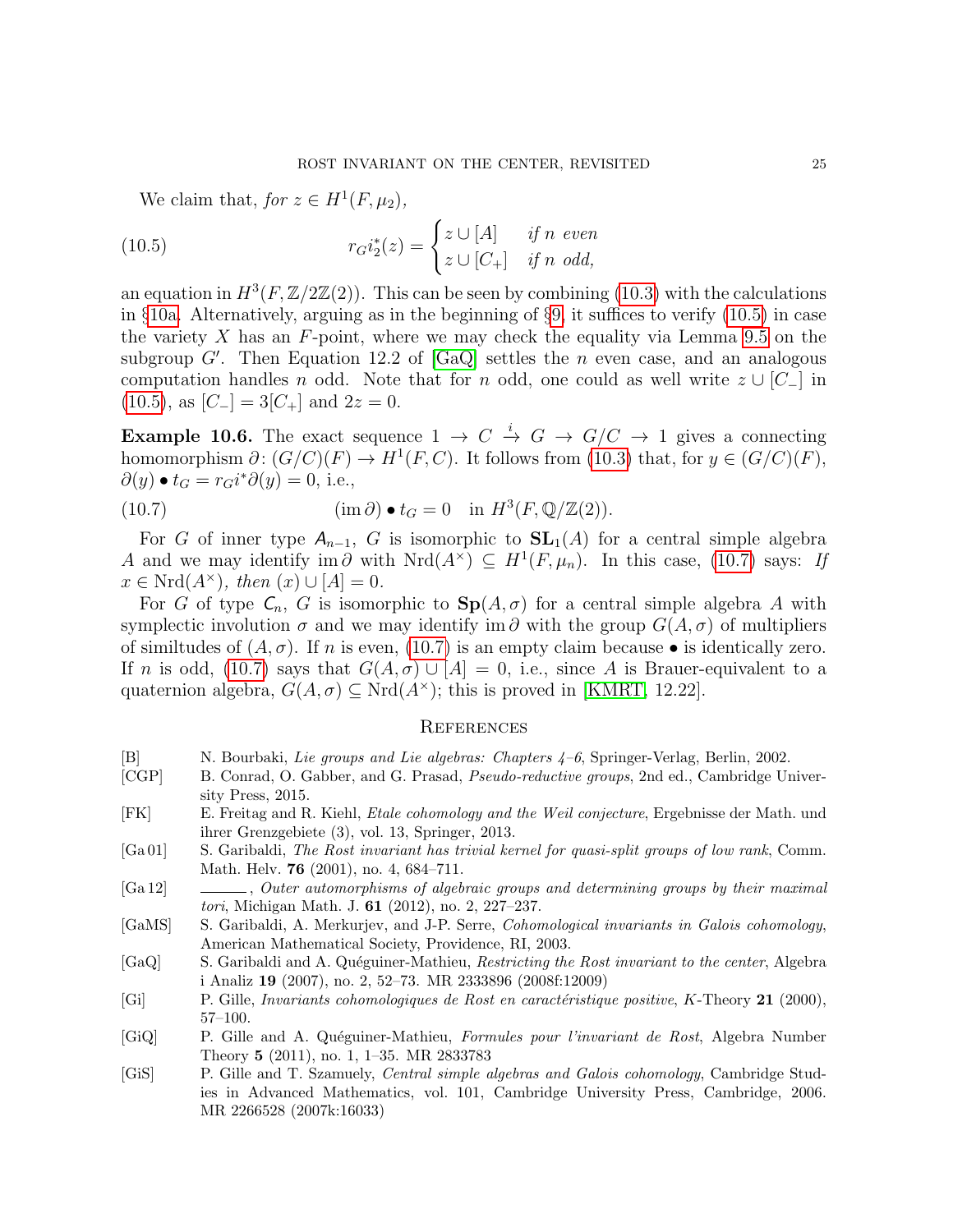We claim that, *for* $z \in H^1(F, \mu_2)$,

$$
r_G i_2^*(z) = \begin{cases} z \cup [A] & \text{if } n \text{ even} \\ z \cup [C_+] & \text{if } n \text{ odd,} \end{cases} \tag{10.5}
$$

an equation in $H^3(F, \mathbb{Z}/2\mathbb{Z}(2))$. This can be seen by combining (10.3) with the calculations in §10a. Alternatively, arguing as in the beginning of §9, it suffices to verify (10.5) in case the variety $X$ has an $F$-point, where we may check the equality via Lemma 9.5 on the subgroup $G'$. Then Equation 12.2 of [GaQ] settles the $n$ even case, and an analogous computation handles $n$ odd. Note that for $n$ odd, one could as well write $z \cup [C_-]$ in (10.5), as $[C_-] = 3[C_+]$ and $2z = 0$.

**Example 10.6.** The exact sequence $1 \to C \xrightarrow{i} G \to G/C \to 1$ gives a connecting homomorphism $\partial\colon (G/C)(F) \to H^1(F, C)$. It follows from (10.3) that, for $y \in (G/C)(F)$, $\partial(y) \bullet t_G = r_G i^* \partial(y) = 0$, i.e.,

$$
(\operatorname{im} \partial) \bullet t_G = 0 \quad \text{in } H^3(F, \mathbb{Q}/\mathbb{Z}(2)). \tag{10.7}
$$

For $G$ of inner type $\mathsf{A}_{n-1}$, $G$ is isomorphic to $\mathbf{SL}_1(A)$ for a central simple algebra $A$ and we may identify $\operatorname{im} \partial$ with $\operatorname{Nrd}(A^\times) \subseteq H^1(F, \mu_n)$. In this case, (10.7) says: *If* $x \in \operatorname{Nrd}(A^\times)$, *then* $(x) \cup [A] = 0$.

For $G$ of type $\mathsf{C}_n$, $G$ is isomorphic to $\mathbf{Sp}(A, \sigma)$ for a central simple algebra $A$ with symplectic involution $\sigma$ and we may identify $\operatorname{im} \partial$ with the group $G(A, \sigma)$ of multipliers of similitudes of $(A, \sigma)$. If $n$ is even, (10.7) is an empty claim because $\bullet$ is identically zero. If $n$ is odd, (10.7) says that $G(A, \sigma) \cup [A] = 0$, i.e., since $A$ is Brauer-equivalent to a quaternion algebra, $G(A, \sigma) \subseteq \operatorname{Nrd}(A^\times)$; this is proved in [KMRT, 12.22].

## References

[B] N. Bourbaki, *Lie groups and Lie algebras: Chapters 4–6*, Springer-Verlag, Berlin, 2002.

[CGP] B. Conrad, O. Gabber, and G. Prasad, *Pseudo-reductive groups*, 2nd ed., Cambridge University Press, 2015.

[FK] E. Freitag and R. Kiehl, *Etale cohomology and the Weil conjecture*, Ergebnisse der Math. und ihrer Grenzgebiete (3), vol. 13, Springer, 2013.

[Ga 01] S. Garibaldi, *The Rost invariant has trivial kernel for quasi-split groups of low rank*, Comm. Math. Helv. **76** (2001), no. 4, 684–711.

[Ga 12] ______, *Outer automorphisms of algebraic groups and determining groups by their maximal tori*, Michigan Math. J. **61** (2012), no. 2, 227–237.

[GaMS] S. Garibaldi, A. Merkurjev, and J-P. Serre, *Cohomological invariants in Galois cohomology*, American Mathematical Society, Providence, RI, 2003.

[GaQ] S. Garibaldi and A. Quéguiner-Mathieu, *Restricting the Rost invariant to the center*, Algebra i Analiz **19** (2007), no. 2, 52–73. MR 2333896 (2008f:12009)

[Gi] P. Gille, *Invariants cohomologiques de Rost en caractéristique positive*, $K$-Theory **21** (2000), 57–100.

[GiQ] P. Gille and A. Quéguiner-Mathieu, *Formules pour l'invariant de Rost*, Algebra Number Theory **5** (2011), no. 1, 1–35. MR 2833783

[GiS] P. Gille and T. Szamuely, *Central simple algebras and Galois cohomology*, Cambridge Studies in Advanced Mathematics, vol. 101, Cambridge University Press, Cambridge, 2006. MR 2266528 (2007k:16033)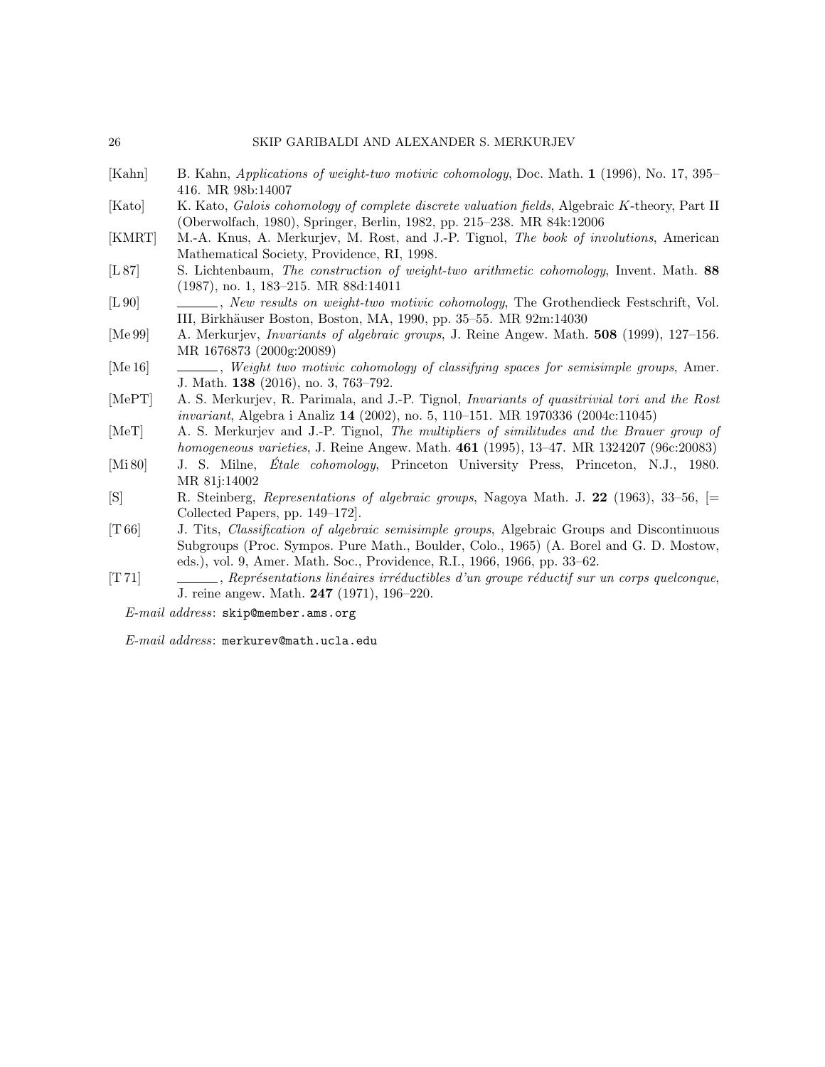[Kahn] B. Kahn, *Applications of weight-two motivic cohomology*, Doc. Math. **1** (1996), No. 17, 395–416. MR 98b:14007

[Kato] K. Kato, *Galois cohomology of complete discrete valuation fields*, Algebraic $K$-theory, Part II (Oberwolfach, 1980), Springer, Berlin, 1982, pp. 215–238. MR 84k:12006

[KMRT] M.-A. Knus, A. Merkurjev, M. Rost, and J.-P. Tignol, *The book of involutions*, American Mathematical Society, Providence, RI, 1998.

[L 87] S. Lichtenbaum, *The construction of weight-two arithmetic cohomology*, Invent. Math. **88** (1987), no. 1, 183–215. MR 88d:14011

[L 90] ______, *New results on weight-two motivic cohomology*, The Grothendieck Festschrift, Vol. III, Birkhäuser Boston, Boston, MA, 1990, pp. 35–55. MR 92m:14030

[Me 99] A. Merkurjev, *Invariants of algebraic groups*, J. Reine Angew. Math. **508** (1999), 127–156. MR 1676873 (2000g:20089)

[Me 16] ______, *Weight two motivic cohomology of classifying spaces for semisimple groups*, Amer. J. Math. **138** (2016), no. 3, 763–792.

[MePT] A. S. Merkurjev, R. Parimala, and J.-P. Tignol, *Invariants of quasitrivial tori and the Rost invariant*, Algebra i Analiz **14** (2002), no. 5, 110–151. MR 1970336 (2004c:11045)

[MeT] A. S. Merkurjev and J.-P. Tignol, *The multipliers of similitudes and the Brauer group of homogeneous varieties*, J. Reine Angew. Math. **461** (1995), 13–47. MR 1324207 (96c:20083)

[Mi 80] J. S. Milne, *Étale cohomology*, Princeton University Press, Princeton, N.J., 1980. MR 81j:14002

[S] R. Steinberg, *Representations of algebraic groups*, Nagoya Math. J. **22** (1963), 33–56, [= Collected Papers, pp. 149–172].

[T 66] J. Tits, *Classification of algebraic semisimple groups*, Algebraic Groups and Discontinuous Subgroups (Proc. Sympos. Pure Math., Boulder, Colo., 1965) (A. Borel and G. D. Mostow, eds.), vol. 9, Amer. Math. Soc., Providence, R.I., 1966, 1966, pp. 33–62.

[T 71] ______, *Représentations linéaires irréductibles d'un groupe réductif sur un corps quelconque*, J. reine angew. Math. **247** (1971), 196–220.

*E-mail address*: `skip@member.ams.org`

*E-mail address*: `merkurev@math.ucla.edu`